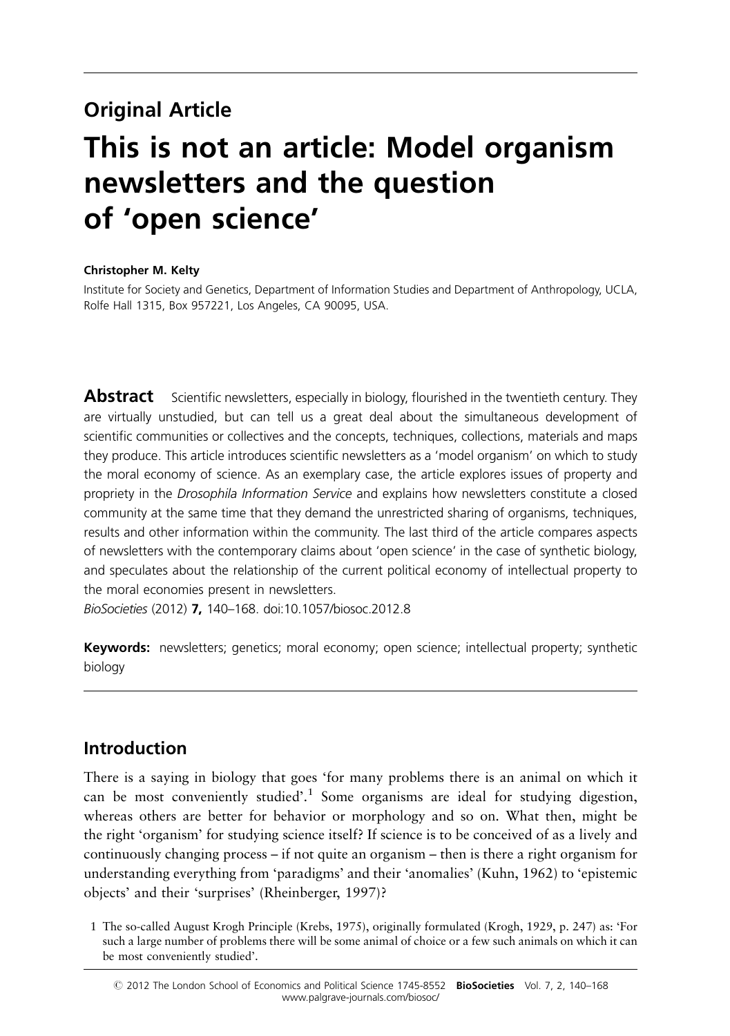Original Article

# This is not an article: Model organism newsletters and the question of 'open science'

**Christopher M. Kelty**

Institute for Society and Genetics, Department of Information Studies and Department of Anthropology, UCLA, Rolfe Hall 1315, Box 957221, Los Angeles, CA 90095, USA.

**Abstract** Scientific newsletters, especially in biology, flourished in the twentieth century. They are virtually unstudied, but can tell us a great deal about the simultaneous development of scientific communities or collectives and the concepts, techniques, collections, materials and maps they produce. This article introduces scientific newsletters as a 'model organism' on which to study the moral economy of science. As an exemplary case, the article explores issues of property and propriety in the *Drosophila Information Service* and explains how newsletters constitute a closed community at the same time that they demand the unrestricted sharing of organisms, techniques, results and other information within the community. The last third of the article compares aspects of newsletters with the contemporary claims about 'open science' in the case of synthetic biology, and speculates about the relationship of the current political economy of intellectual property to the moral economies present in newsletters.

*BioSocieties* (2012) **7,** 140–168. doi:10.1057/biosoc.2012.8

**Keywords:** newsletters; genetics; moral economy; open science; intellectual property; synthetic biology

## Introduction

There is a saying in biology that goes 'for many problems there is an animal on which it can be most conveniently studied'.[1] Some organisms are ideal for studying digestion, whereas others are better for behavior or morphology and so on. What then, might be the right 'organism' for studying science itself? If science is to be conceived of as a lively and continuously changing process – if not quite an organism – then is there a right organism for understanding everything from 'paradigms' and their 'anomalies' (Kuhn, 1962) to 'epistemic objects' and their 'surprises' (Rheinberger, 1997)?

1 The so-called August Krogh Principle (Krebs, 1975), originally formulated (Krogh, 1929, p. 247) as: 'For such a large number of problems there will be some animal of choice or a few such animals on which it can be most conveniently studied'.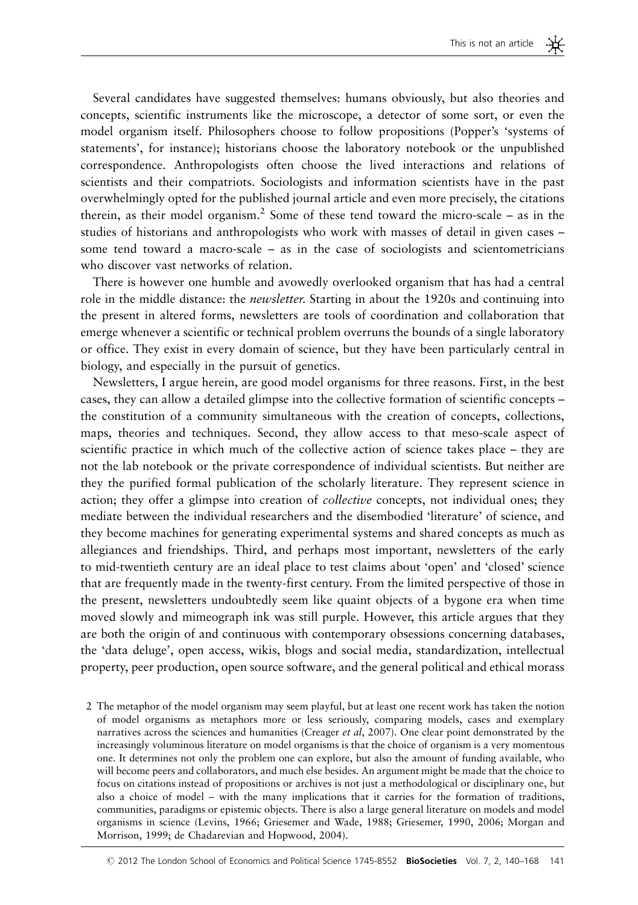Several candidates have suggested themselves: humans obviously, but also theories and concepts, scientific instruments like the microscope, a detector of some sort, or even the model organism itself. Philosophers choose to follow propositions (Popper's 'systems of statements', for instance); historians choose the laboratory notebook or the unpublished correspondence. Anthropologists often choose the lived interactions and relations of scientists and their compatriots. Sociologists and information scientists have in the past overwhelmingly opted for the published journal article and even more precisely, the citations therein, as their model organism.[2] Some of these tend toward the micro-scale – as in the studies of historians and anthropologists who work with masses of detail in given cases – some tend toward a macro-scale – as in the case of sociologists and scientometricians who discover vast networks of relation.

There is however one humble and avowedly overlooked organism that has had a central role in the middle distance: the *newsletter*. Starting in about the 1920s and continuing into the present in altered forms, newsletters are tools of coordination and collaboration that emerge whenever a scientific or technical problem overruns the bounds of a single laboratory or office. They exist in every domain of science, but they have been particularly central in biology, and especially in the pursuit of genetics.

Newsletters, I argue herein, are good model organisms for three reasons. First, in the best cases, they can allow a detailed glimpse into the collective formation of scientific concepts – the constitution of a community simultaneous with the creation of concepts, collections, maps, theories and techniques. Second, they allow access to that meso-scale aspect of scientific practice in which much of the collective action of science takes place – they are not the lab notebook or the private correspondence of individual scientists. But neither are they the purified formal publication of the scholarly literature. They represent science in action; they offer a glimpse into creation of *collective* concepts, not individual ones; they mediate between the individual researchers and the disembodied 'literature' of science, and they become machines for generating experimental systems and shared concepts as much as allegiances and friendships. Third, and perhaps most important, newsletters of the early to mid-twentieth century are an ideal place to test claims about 'open' and 'closed' science that are frequently made in the twenty-first century. From the limited perspective of those in the present, newsletters undoubtedly seem like quaint objects of a bygone era when time moved slowly and mimeograph ink was still purple. However, this article argues that they are both the origin of and continuous with contemporary obsessions concerning databases, the 'data deluge', open access, wikis, blogs and social media, standardization, intellectual property, peer production, open source software, and the general political and ethical morass

2 The metaphor of the model organism may seem playful, but at least one recent work has taken the notion of model organisms as metaphors more or less seriously, comparing models, cases and exemplary narratives across the sciences and humanities (Creager *et al*, 2007). One clear point demonstrated by the increasingly voluminous literature on model organisms is that the choice of organism is a very momentous one. It determines not only the problem one can explore, but also the amount of funding available, who will become peers and collaborators, and much else besides. An argument might be made that the choice to focus on citations instead of propositions or archives is not just a methodological or disciplinary one, but also a choice of model – with the many implications that it carries for the formation of traditions, communities, paradigms or epistemic objects. There is also a large general literature on models and model organisms in science (Levins, 1966; Griesemer and Wade, 1988; Griesemer, 1990, 2006; Morgan and Morrison, 1999; de Chadarevian and Hopwood, 2004).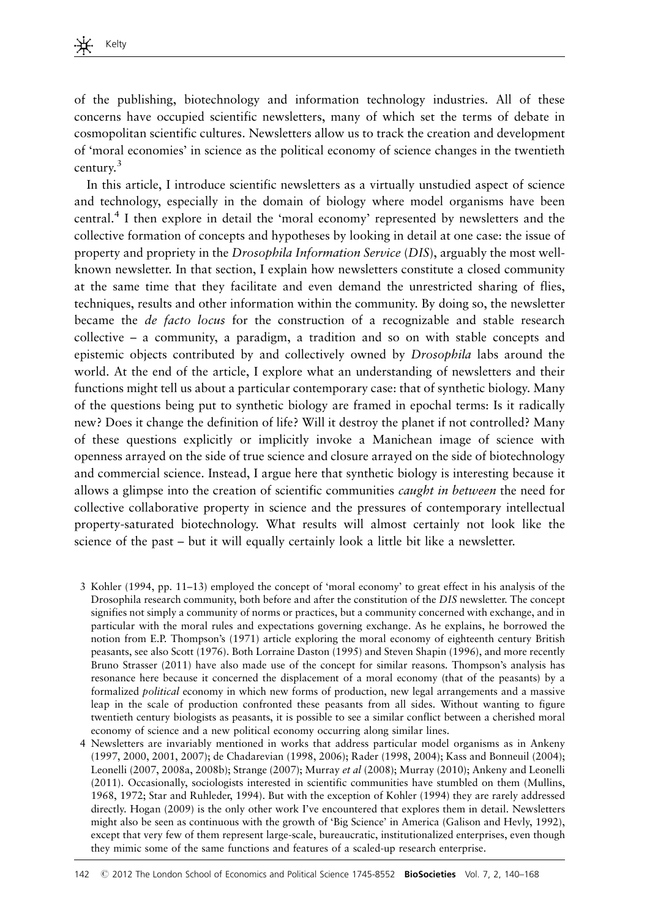of the publishing, biotechnology and information technology industries. All of these concerns have occupied scientific newsletters, many of which set the terms of debate in cosmopolitan scientific cultures. Newsletters allow us to track the creation and development of 'moral economies' in science as the political economy of science changes in the twentieth century.[3]

In this article, I introduce scientific newsletters as a virtually unstudied aspect of science and technology, especially in the domain of biology where model organisms have been central.[4] I then explore in detail the 'moral economy' represented by newsletters and the collective formation of concepts and hypotheses by looking in detail at one case: the issue of property and propriety in the *Drosophila Information Service* (*DIS*), arguably the most well-known newsletter. In that section, I explain how newsletters constitute a closed community at the same time that they facilitate and even demand the unrestricted sharing of flies, techniques, results and other information within the community. By doing so, the newsletter became the *de facto locus* for the construction of a recognizable and stable research collective – a community, a paradigm, a tradition and so on with stable concepts and epistemic objects contributed by and collectively owned by *Drosophila* labs around the world. At the end of the article, I explore what an understanding of newsletters and their functions might tell us about a particular contemporary case: that of synthetic biology. Many of the questions being put to synthetic biology are framed in epochal terms: Is it radically new? Does it change the definition of life? Will it destroy the planet if not controlled? Many of these questions explicitly or implicitly invoke a Manichean image of science with openness arrayed on the side of true science and closure arrayed on the side of biotechnology and commercial science. Instead, I argue here that synthetic biology is interesting because it allows a glimpse into the creation of scientific communities *caught in between* the need for collective collaborative property in science and the pressures of contemporary intellectual property-saturated biotechnology. What results will almost certainly not look like the science of the past – but it will equally certainly look a little bit like a newsletter.

3 Kohler (1994, pp. 11–13) employed the concept of 'moral economy' to great effect in his analysis of the Drosophila research community, both before and after the constitution of the *DIS* newsletter. The concept signifies not simply a community of norms or practices, but a community concerned with exchange, and in particular with the moral rules and expectations governing exchange. As he explains, he borrowed the notion from E.P. Thompson's (1971) article exploring the moral economy of eighteenth century British peasants, see also Scott (1976). Both Lorraine Daston (1995) and Steven Shapin (1996), and more recently Bruno Strasser (2011) have also made use of the concept for similar reasons. Thompson's analysis has resonance here because it concerned the displacement of a moral economy (that of the peasants) by a formalized *political* economy in which new forms of production, new legal arrangements and a massive leap in the scale of production confronted these peasants from all sides. Without wanting to figure twentieth century biologists as peasants, it is possible to see a similar conflict between a cherished moral economy of science and a new political economy occurring along similar lines.

4 Newsletters are invariably mentioned in works that address particular model organisms as in Ankeny (1997, 2000, 2001, 2007); de Chadarevian (1998, 2006); Rader (1998, 2004); Kass and Bonneuil (2004); Leonelli (2007, 2008a, 2008b); Strange (2007); Murray *et al* (2008); Murray (2010); Ankeny and Leonelli (2011). Occasionally, sociologists interested in scientific communities have stumbled on them (Mullins, 1968, 1972; Star and Ruhleder, 1994). But with the exception of Kohler (1994) they are rarely addressed directly. Hogan (2009) is the only other work I've encountered that explores them in detail. Newsletters might also be seen as continuous with the growth of 'Big Science' in America (Galison and Hevly, 1992), except that very few of them represent large-scale, bureaucratic, institutionalized enterprises, even though they mimic some of the same functions and features of a scaled-up research enterprise.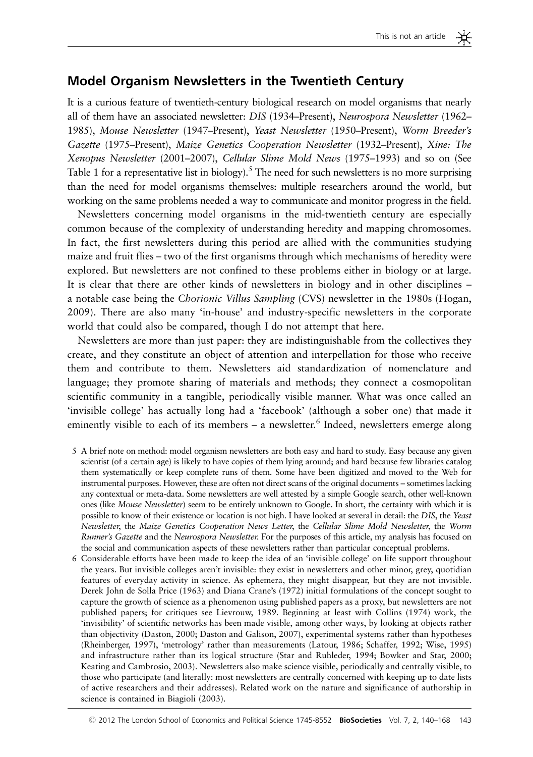## Model Organism Newsletters in the Twentieth Century

It is a curious feature of twentieth-century biological research on model organisms that nearly all of them have an associated newsletter: *DIS* (1934–Present), *Neurospora Newsletter* (1962–1985), *Mouse Newsletter* (1947–Present), *Yeast Newsletter* (1950–Present), *Worm Breeder's Gazette* (1975–Present), *Maize Genetics Cooperation Newsletter* (1932–Present), *Xine: The Xenopus Newsletter* (2001–2007), *Cellular Slime Mold News* (1975–1993) and so on (See Table 1 for a representative list in biology).[5] The need for such newsletters is no more surprising than the need for model organisms themselves: multiple researchers around the world, but working on the same problems needed a way to communicate and monitor progress in the field.

Newsletters concerning model organisms in the mid-twentieth century are especially common because of the complexity of understanding heredity and mapping chromosomes. In fact, the first newsletters during this period are allied with the communities studying maize and fruit flies – two of the first organisms through which mechanisms of heredity were explored. But newsletters are not confined to these problems either in biology or at large. It is clear that there are other kinds of newsletters in biology and in other disciplines – a notable case being the *Chorionic Villus Sampling* (CVS) newsletter in the 1980s (Hogan, 2009). There are also many 'in-house' and industry-specific newsletters in the corporate world that could also be compared, though I do not attempt that here.

Newsletters are more than just paper: they are indistinguishable from the collectives they create, and they constitute an object of attention and interpellation for those who receive them and contribute to them. Newsletters aid standardization of nomenclature and language; they promote sharing of materials and methods; they connect a cosmopolitan scientific community in a tangible, periodically visible manner. What was once called an 'invisible college' has actually long had a 'facebook' (although a sober one) that made it eminently visible to each of its members – a newsletter.[6] Indeed, newsletters emerge along

5 A brief note on method: model organism newsletters are both easy and hard to study. Easy because any given scientist (of a certain age) is likely to have copies of them lying around; and hard because few libraries catalog them systematically or keep complete runs of them. Some have been digitized and moved to the Web for instrumental purposes. However, these are often not direct scans of the original documents – sometimes lacking any contextual or meta-data. Some newsletters are well attested by a simple Google search, other well-known ones (like *Mouse Newsletter*) seem to be entirely unknown to Google. In short, the certainty with which it is possible to know of their existence or location is not high. I have looked at several in detail: the *DIS*, the *Yeast Newsletter*, the *Maize Genetics Cooperation News Letter*, the *Cellular Slime Mold Newsletter*, the *Worm Runner's Gazette* and the *Neurospora Newsletter*. For the purposes of this article, my analysis has focused on the social and communication aspects of these newsletters rather than particular conceptual problems.

6 Considerable efforts have been made to keep the idea of an 'invisible college' on life support throughout the years. But invisible colleges aren't invisible: they exist in newsletters and other minor, grey, quotidian features of everyday activity in science. As ephemera, they might disappear, but they are not invisible. Derek John de Solla Price (1963) and Diana Crane's (1972) initial formulations of the concept sought to capture the growth of science as a phenomenon using published papers as a proxy, but newsletters are not published papers; for critiques see Lievrouw, 1989. Beginning at least with Collins (1974) work, the 'invisibility' of scientific networks has been made visible, among other ways, by looking at objects rather than objectivity (Daston, 2000; Daston and Galison, 2007), experimental systems rather than hypotheses (Rheinberger, 1997), 'metrology' rather than measurements (Latour, 1986; Schaffer, 1992; Wise, 1995) and infrastructure rather than its logical structure (Star and Ruhleder, 1994; Bowker and Star, 2000; Keating and Cambrosio, 2003). Newsletters also make science visible, periodically and centrally visible, to those who participate (and literally: most newsletters are centrally concerned with keeping up to date lists of active researchers and their addresses). Related work on the nature and significance of authorship in science is contained in Biagioli (2003).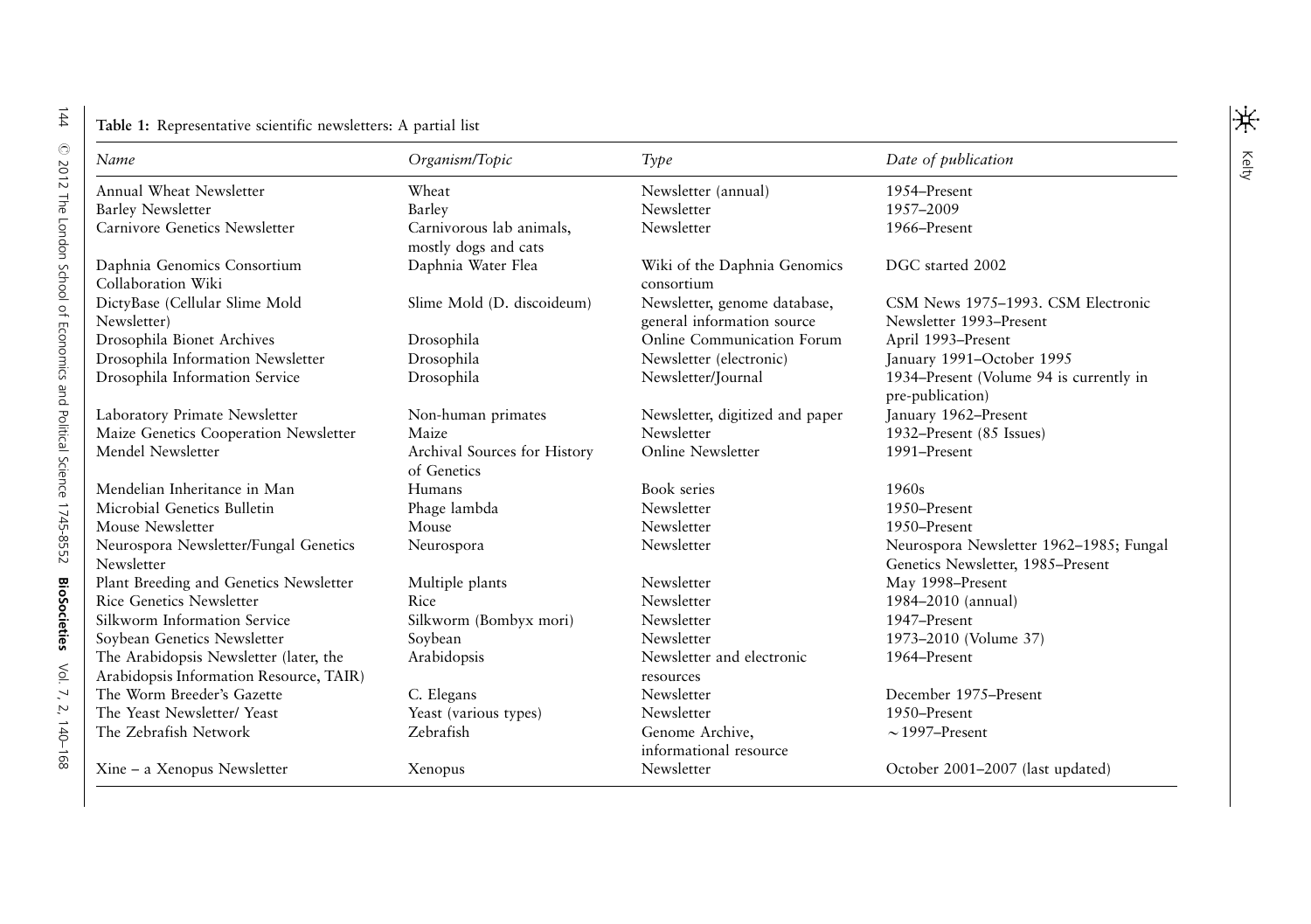**Table 1:** Representative scientific newsletters: A partial list

| *Name* | *Organism/Topic* | *Type* | *Date of publication* |
|---|---|---|---|
| Annual Wheat Newsletter | Wheat | Newsletter (annual) | 1954–Present |
| Barley Newsletter | Barley | Newsletter | 1957–2009 |
| Carnivore Genetics Newsletter | Carnivorous lab animals, mostly dogs and cats | Newsletter | 1966–Present |
| Daphnia Genomics Consortium Collaboration Wiki | Daphnia Water Flea | Wiki of the Daphnia Genomics consortium | DGC started 2002 |
| DictyBase (Cellular Slime Mold Newsletter) | Slime Mold (D. discoideum) | Newsletter, genome database, general information source | CSM News 1975–1993. CSM Electronic Newsletter 1993–Present |
| Drosophila Bionet Archives | Drosophila | Online Communication Forum | April 1993–Present |
| Drosophila Information Newsletter | Drosophila | Newsletter (electronic) | January 1991–October 1995 |
| Drosophila Information Service | Drosophila | Newsletter/Journal | 1934–Present (Volume 94 is currently in pre-publication) |
| Laboratory Primate Newsletter | Non-human primates | Newsletter, digitized and paper | January 1962–Present |
| Maize Genetics Cooperation Newsletter | Maize | Newsletter | 1932–Present (85 Issues) |
| Mendel Newsletter | Archival Sources for History of Genetics | Online Newsletter | 1991–Present |
| Mendelian Inheritance in Man | Humans | Book series | 1960s |
| Microbial Genetics Bulletin | Phage lambda | Newsletter | 1950–Present |
| Mouse Newsletter | Mouse | Newsletter | 1950–Present |
| Neurospora Newsletter/Fungal Genetics Newsletter | Neurospora | Newsletter | Neurospora Newsletter 1962–1985; Fungal Genetics Newsletter, 1985–Present |
| Plant Breeding and Genetics Newsletter | Multiple plants | Newsletter | May 1998–Present |
| Rice Genetics Newsletter | Rice | Newsletter | 1984–2010 (annual) |
| Silkworm Information Service | Silkworm (Bombyx mori) | Newsletter | 1947–Present |
| Soybean Genetics Newsletter | Soybean | Newsletter | 1973–2010 (Volume 37) |
| The Arabidopsis Newsletter (later, the Arabidopsis Information Resource, TAIR) | Arabidopsis | Newsletter and electronic resources | 1964–Present |
| The Worm Breeder's Gazette | C. Elegans | Newsletter | December 1975–Present |
| The Yeast Newsletter/ Yeast | Yeast (various types) | Newsletter | 1950–Present |
| The Zebrafish Network | Zebrafish | Genome Archive, informational resource | ~1997–Present |
| Xine – a Xenopus Newsletter | Xenopus | Newsletter | October 2001–2007 (last updated) |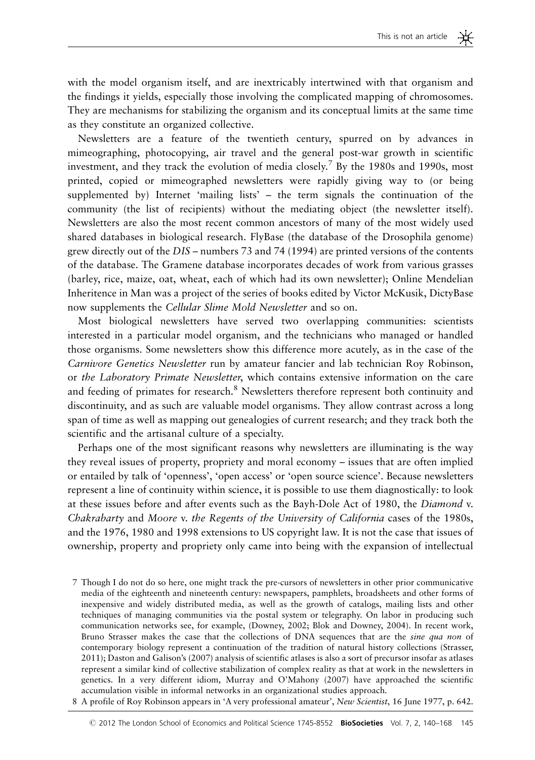with the model organism itself, and are inextricably intertwined with that organism and the findings it yields, especially those involving the complicated mapping of chromosomes. They are mechanisms for stabilizing the organism and its conceptual limits at the same time as they constitute an organized collective.

Newsletters are a feature of the twentieth century, spurred on by advances in mimeographing, photocopying, air travel and the general post-war growth in scientific investment, and they track the evolution of media closely.[7] By the 1980s and 1990s, most printed, copied or mimeographed newsletters were rapidly giving way to (or being supplemented by) Internet 'mailing lists' – the term signals the continuation of the community (the list of recipients) without the mediating object (the newsletter itself). Newsletters are also the most recent common ancestors of many of the most widely used shared databases in biological research. FlyBase (the database of the Drosophila genome) grew directly out of the *DIS* – numbers 73 and 74 (1994) are printed versions of the contents of the database. The Gramene database incorporates decades of work from various grasses (barley, rice, maize, oat, wheat, each of which had its own newsletter); Online Mendelian Inheritence in Man was a project of the series of books edited by Victor McKusik, DictyBase now supplements the *Cellular Slime Mold Newsletter* and so on.

Most biological newsletters have served two overlapping communities: scientists interested in a particular model organism, and the technicians who managed or handled those organisms. Some newsletters show this difference more acutely, as in the case of the *Carnivore Genetics Newsletter* run by amateur fancier and lab technician Roy Robinson, or *the Laboratory Primate Newsletter*, which contains extensive information on the care and feeding of primates for research.[8] Newsletters therefore represent both continuity and discontinuity, and as such are valuable model organisms. They allow contrast across a long span of time as well as mapping out genealogies of current research; and they track both the scientific and the artisanal culture of a specialty.

Perhaps one of the most significant reasons why newsletters are illuminating is the way they reveal issues of property, propriety and moral economy – issues that are often implied or entailed by talk of 'openness', 'open access' or 'open source science'. Because newsletters represent a line of continuity within science, it is possible to use them diagnostically: to look at these issues before and after events such as the Bayh-Dole Act of 1980, the *Diamond* v. *Chakrabarty* and *Moore* v. *the Regents of the University of California* cases of the 1980s, and the 1976, 1980 and 1998 extensions to US copyright law. It is not the case that issues of ownership, property and propriety only came into being with the expansion of intellectual

7 Though I do not do so here, one might track the pre-cursors of newsletters in other prior communicative media of the eighteenth and nineteenth century: newspapers, pamphlets, broadsheets and other forms of inexpensive and widely distributed media, as well as the growth of catalogs, mailing lists and other techniques of managing communities via the postal system or telegraphy. On labor in producing such communication networks see, for example, (Downey, 2002; Blok and Downey, 2004). In recent work, Bruno Strasser makes the case that the collections of DNA sequences that are the *sine qua non* of contemporary biology represent a continuation of the tradition of natural history collections (Strasser, 2011); Daston and Galison's (2007) analysis of scientific atlases is also a sort of precursor insofar as atlases represent a similar kind of collective stabilization of complex reality as that at work in the newsletters in genetics. In a very different idiom, Murray and O'Mahony (2007) have approached the scientific accumulation visible in informal networks in an organizational studies approach.

8 A profile of Roy Robinson appears in 'A very professional amateur', *New Scientist*, 16 June 1977, p. 642.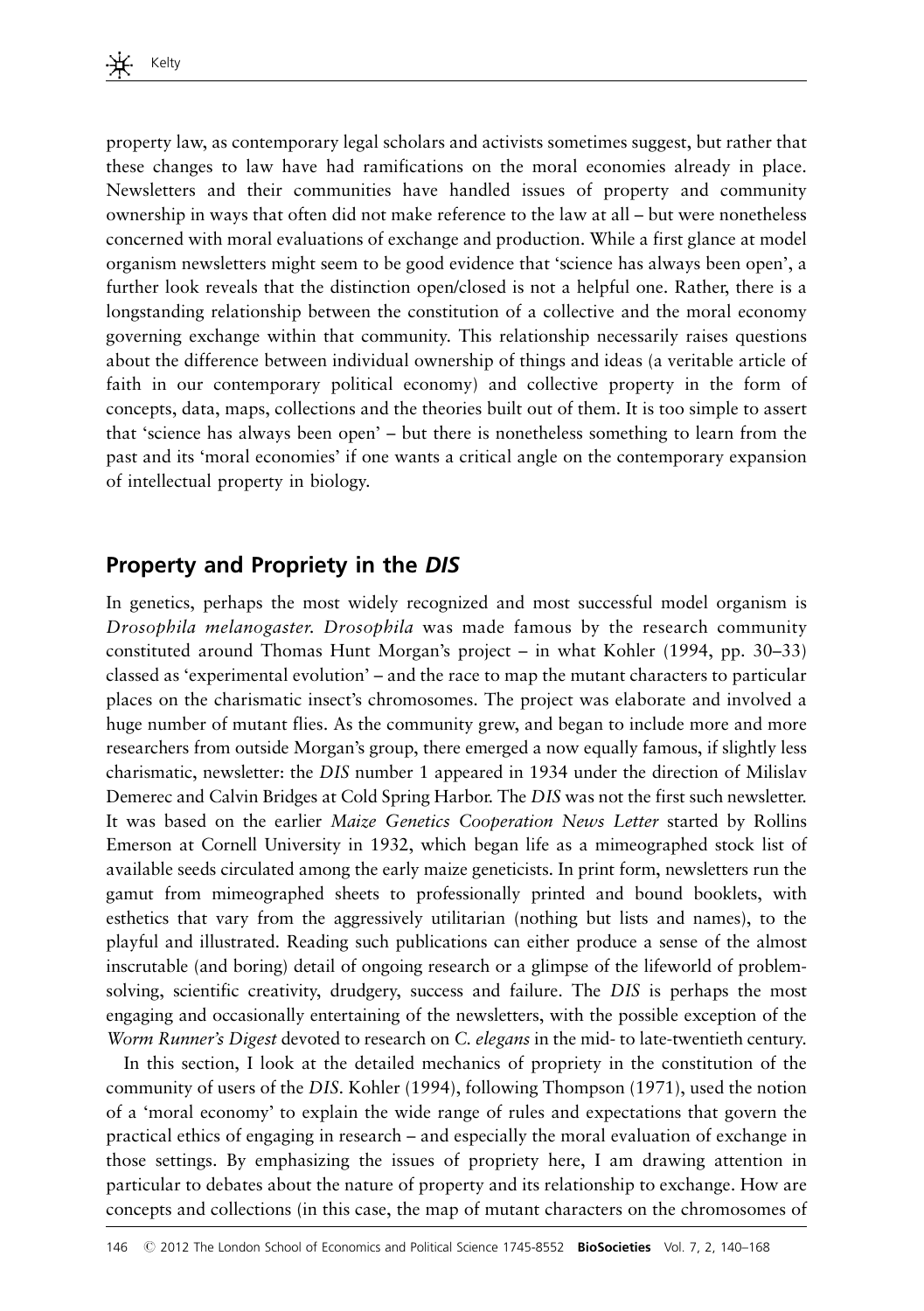property law, as contemporary legal scholars and activists sometimes suggest, but rather that these changes to law have had ramifications on the moral economies already in place. Newsletters and their communities have handled issues of property and community ownership in ways that often did not make reference to the law at all – but were nonetheless concerned with moral evaluations of exchange and production. While a first glance at model organism newsletters might seem to be good evidence that 'science has always been open', a further look reveals that the distinction open/closed is not a helpful one. Rather, there is a longstanding relationship between the constitution of a collective and the moral economy governing exchange within that community. This relationship necessarily raises questions about the difference between individual ownership of things and ideas (a veritable article of faith in our contemporary political economy) and collective property in the form of concepts, data, maps, collections and the theories built out of them. It is too simple to assert that 'science has always been open' – but there is nonetheless something to learn from the past and its 'moral economies' if one wants a critical angle on the contemporary expansion of intellectual property in biology.

## Property and Propriety in the *DIS*

In genetics, perhaps the most widely recognized and most successful model organism is *Drosophila melanogaster*. *Drosophila* was made famous by the research community constituted around Thomas Hunt Morgan's project – in what Kohler (1994, pp. 30–33) classed as 'experimental evolution' – and the race to map the mutant characters to particular places on the charismatic insect's chromosomes. The project was elaborate and involved a huge number of mutant flies. As the community grew, and began to include more and more researchers from outside Morgan's group, there emerged a now equally famous, if slightly less charismatic, newsletter: the *DIS* number 1 appeared in 1934 under the direction of Milislav Demerec and Calvin Bridges at Cold Spring Harbor. The *DIS* was not the first such newsletter. It was based on the earlier *Maize Genetics Cooperation News Letter* started by Rollins Emerson at Cornell University in 1932, which began life as a mimeographed stock list of available seeds circulated among the early maize geneticists. In print form, newsletters run the gamut from mimeographed sheets to professionally printed and bound booklets, with esthetics that vary from the aggressively utilitarian (nothing but lists and names), to the playful and illustrated. Reading such publications can either produce a sense of the almost inscrutable (and boring) detail of ongoing research or a glimpse of the lifeworld of problem-solving, scientific creativity, drudgery, success and failure. The *DIS* is perhaps the most engaging and occasionally entertaining of the newsletters, with the possible exception of the *Worm Runner's Digest* devoted to research on *C. elegans* in the mid- to late-twentieth century.

In this section, I look at the detailed mechanics of propriety in the constitution of the community of users of the *DIS*. Kohler (1994), following Thompson (1971), used the notion of a 'moral economy' to explain the wide range of rules and expectations that govern the practical ethics of engaging in research – and especially the moral evaluation of exchange in those settings. By emphasizing the issues of propriety here, I am drawing attention in particular to debates about the nature of property and its relationship to exchange. How are concepts and collections (in this case, the map of mutant characters on the chromosomes of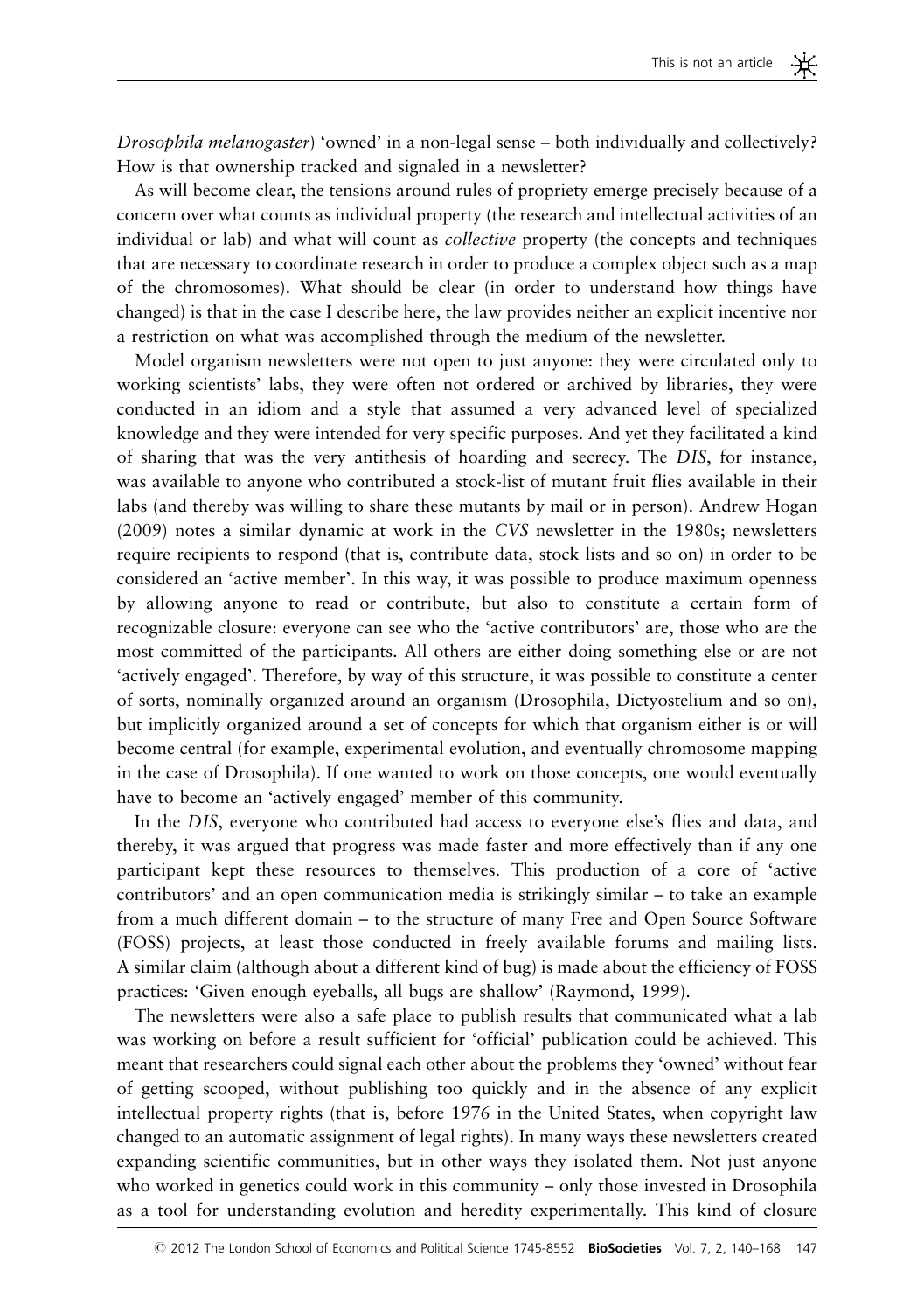*Drosophila melanogaster*) 'owned' in a non-legal sense – both individually and collectively? How is that ownership tracked and signaled in a newsletter?

As will become clear, the tensions around rules of propriety emerge precisely because of a concern over what counts as individual property (the research and intellectual activities of an individual or lab) and what will count as *collective* property (the concepts and techniques that are necessary to coordinate research in order to produce a complex object such as a map of the chromosomes). What should be clear (in order to understand how things have changed) is that in the case I describe here, the law provides neither an explicit incentive nor a restriction on what was accomplished through the medium of the newsletter.

Model organism newsletters were not open to just anyone: they were circulated only to working scientists' labs, they were often not ordered or archived by libraries, they were conducted in an idiom and a style that assumed a very advanced level of specialized knowledge and they were intended for very specific purposes. And yet they facilitated a kind of sharing that was the very antithesis of hoarding and secrecy. The *DIS*, for instance, was available to anyone who contributed a stock-list of mutant fruit flies available in their labs (and thereby was willing to share these mutants by mail or in person). Andrew Hogan (2009) notes a similar dynamic at work in the *CVS* newsletter in the 1980s; newsletters require recipients to respond (that is, contribute data, stock lists and so on) in order to be considered an 'active member'. In this way, it was possible to produce maximum openness by allowing anyone to read or contribute, but also to constitute a certain form of recognizable closure: everyone can see who the 'active contributors' are, those who are the most committed of the participants. All others are either doing something else or are not 'actively engaged'. Therefore, by way of this structure, it was possible to constitute a center of sorts, nominally organized around an organism (Drosophila, Dictyostelium and so on), but implicitly organized around a set of concepts for which that organism either is or will become central (for example, experimental evolution, and eventually chromosome mapping in the case of Drosophila). If one wanted to work on those concepts, one would eventually have to become an 'actively engaged' member of this community.

In the *DIS*, everyone who contributed had access to everyone else's flies and data, and thereby, it was argued that progress was made faster and more effectively than if any one participant kept these resources to themselves. This production of a core of 'active contributors' and an open communication media is strikingly similar – to take an example from a much different domain – to the structure of many Free and Open Source Software (FOSS) projects, at least those conducted in freely available forums and mailing lists. A similar claim (although about a different kind of bug) is made about the efficiency of FOSS practices: 'Given enough eyeballs, all bugs are shallow' (Raymond, 1999).

The newsletters were also a safe place to publish results that communicated what a lab was working on before a result sufficient for 'official' publication could be achieved. This meant that researchers could signal each other about the problems they 'owned' without fear of getting scooped, without publishing too quickly and in the absence of any explicit intellectual property rights (that is, before 1976 in the United States, when copyright law changed to an automatic assignment of legal rights). In many ways these newsletters created expanding scientific communities, but in other ways they isolated them. Not just anyone who worked in genetics could work in this community – only those invested in Drosophila as a tool for understanding evolution and heredity experimentally. This kind of closure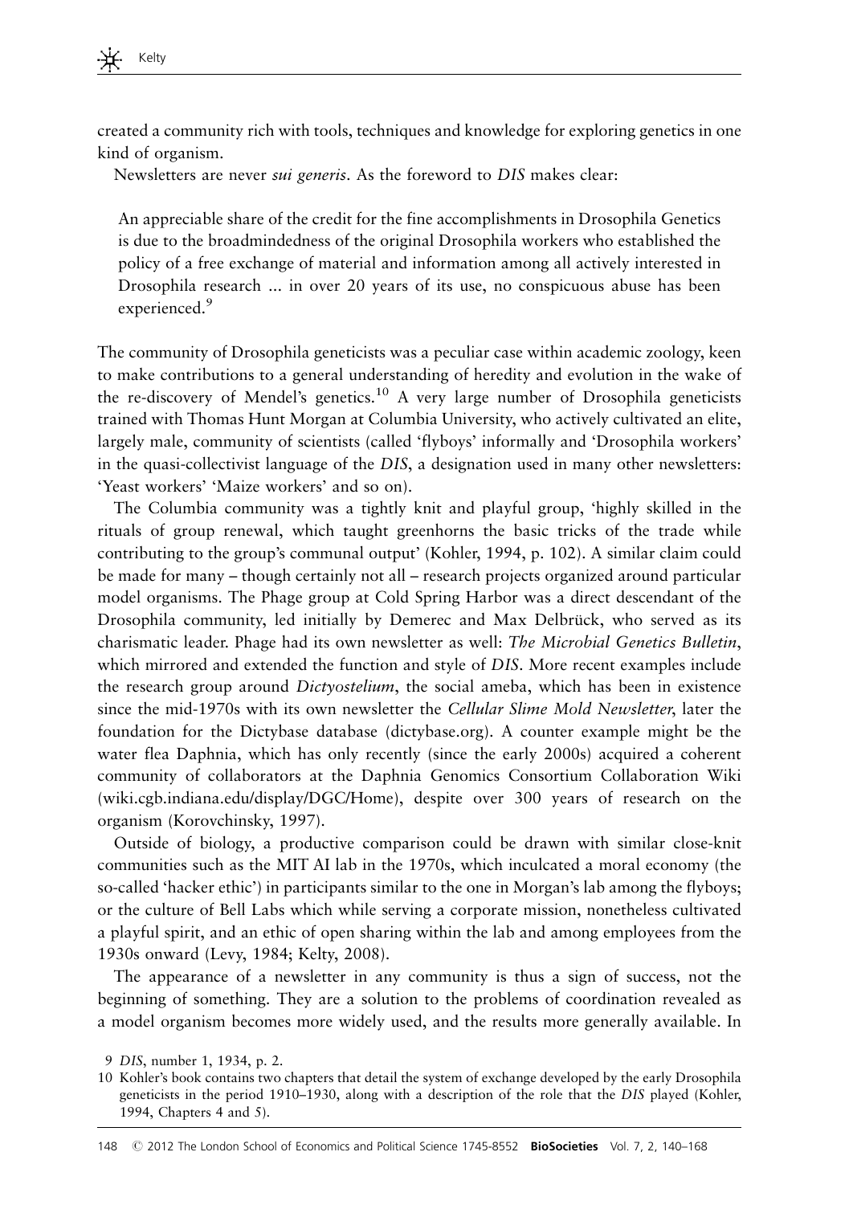created a community rich with tools, techniques and knowledge for exploring genetics in one kind of organism.

Newsletters are never *sui generis*. As the foreword to *DIS* makes clear:

> An appreciable share of the credit for the fine accomplishments in Drosophila Genetics is due to the broadmindedness of the original Drosophila workers who established the policy of a free exchange of material and information among all actively interested in Drosophila research ... in over 20 years of its use, no conspicuous abuse has been experienced.[9]

The community of Drosophila geneticists was a peculiar case within academic zoology, keen to make contributions to a general understanding of heredity and evolution in the wake of the re-discovery of Mendel's genetics.[10] A very large number of Drosophila geneticists trained with Thomas Hunt Morgan at Columbia University, who actively cultivated an elite, largely male, community of scientists (called 'flyboys' informally and 'Drosophila workers' in the quasi-collectivist language of the *DIS*, a designation used in many other newsletters: 'Yeast workers' 'Maize workers' and so on).

The Columbia community was a tightly knit and playful group, 'highly skilled in the rituals of group renewal, which taught greenhorns the basic tricks of the trade while contributing to the group's communal output' (Kohler, 1994, p. 102). A similar claim could be made for many – though certainly not all – research projects organized around particular model organisms. The Phage group at Cold Spring Harbor was a direct descendant of the Drosophila community, led initially by Demerec and Max Delbrück, who served as its charismatic leader. Phage had its own newsletter as well: *The Microbial Genetics Bulletin*, which mirrored and extended the function and style of *DIS*. More recent examples include the research group around *Dictyostelium*, the social ameba, which has been in existence since the mid-1970s with its own newsletter the *Cellular Slime Mold Newsletter*, later the foundation for the Dictybase database (dictybase.org). A counter example might be the water flea Daphnia, which has only recently (since the early 2000s) acquired a coherent community of collaborators at the Daphnia Genomics Consortium Collaboration Wiki (wiki.cgb.indiana.edu/display/DGC/Home), despite over 300 years of research on the organism (Korovchinsky, 1997).

Outside of biology, a productive comparison could be drawn with similar close-knit communities such as the MIT AI lab in the 1970s, which inculcated a moral economy (the so-called 'hacker ethic') in participants similar to the one in Morgan's lab among the flyboys; or the culture of Bell Labs which while serving a corporate mission, nonetheless cultivated a playful spirit, and an ethic of open sharing within the lab and among employees from the 1930s onward (Levy, 1984; Kelty, 2008).

The appearance of a newsletter in any community is thus a sign of success, not the beginning of something. They are a solution to the problems of coordination revealed as a model organism becomes more widely used, and the results more generally available. In

9 *DIS*, number 1, 1934, p. 2.

10 Kohler's book contains two chapters that detail the system of exchange developed by the early Drosophila geneticists in the period 1910–1930, along with a description of the role that the *DIS* played (Kohler, 1994, Chapters 4 and 5).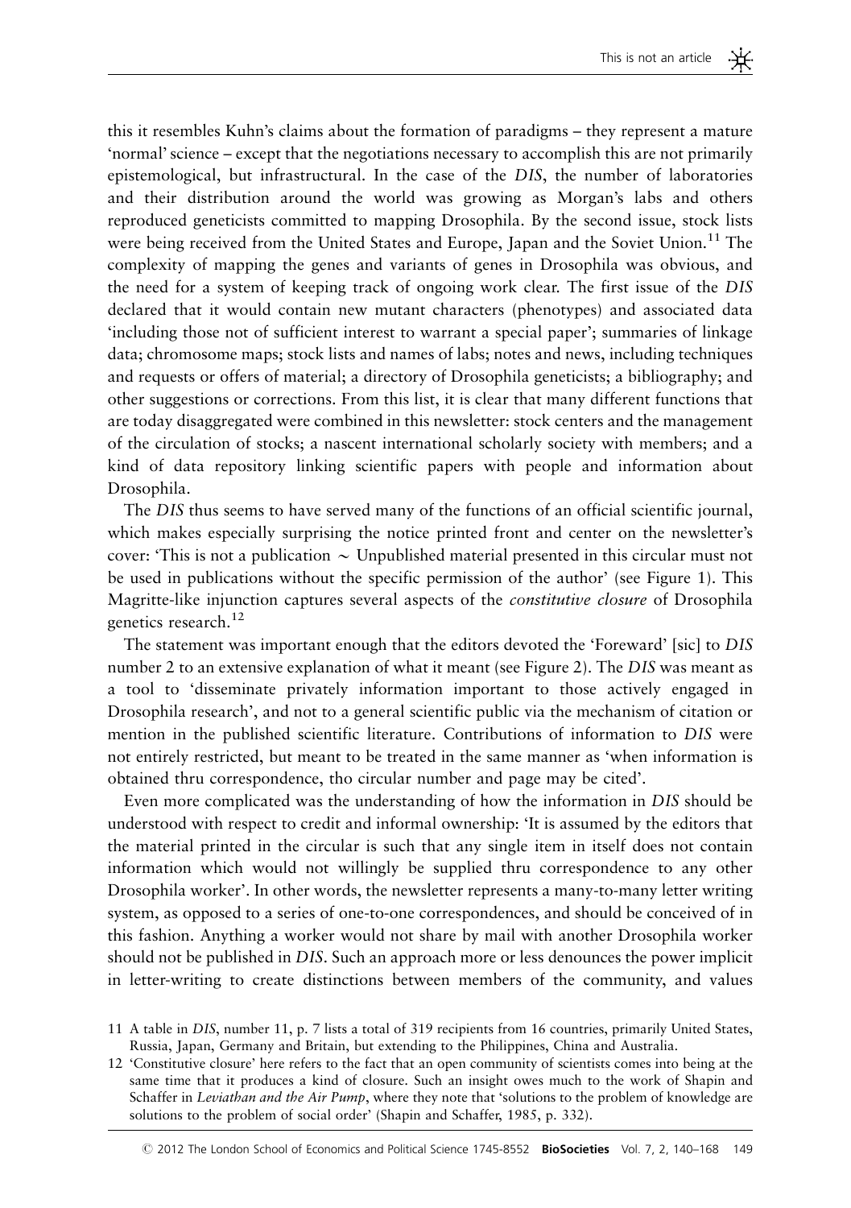this it resembles Kuhn's claims about the formation of paradigms – they represent a mature 'normal' science – except that the negotiations necessary to accomplish this are not primarily epistemological, but infrastructural. In the case of the *DIS*, the number of laboratories and their distribution around the world was growing as Morgan's labs and others reproduced geneticists committed to mapping Drosophila. By the second issue, stock lists were being received from the United States and Europe, Japan and the Soviet Union.[11] The complexity of mapping the genes and variants of genes in Drosophila was obvious, and the need for a system of keeping track of ongoing work clear. The first issue of the *DIS* declared that it would contain new mutant characters (phenotypes) and associated data 'including those not of sufficient interest to warrant a special paper'; summaries of linkage data; chromosome maps; stock lists and names of labs; notes and news, including techniques and requests or offers of material; a directory of Drosophila geneticists; a bibliography; and other suggestions or corrections. From this list, it is clear that many different functions that are today disaggregated were combined in this newsletter: stock centers and the management of the circulation of stocks; a nascent international scholarly society with members; and a kind of data repository linking scientific papers with people and information about Drosophila.

The *DIS* thus seems to have served many of the functions of an official scientific journal, which makes especially surprising the notice printed front and center on the newsletter's cover: 'This is not a publication ∼ Unpublished material presented in this circular must not be used in publications without the specific permission of the author' (see Figure 1). This Magritte-like injunction captures several aspects of the *constitutive closure* of Drosophila genetics research.[12]

The statement was important enough that the editors devoted the 'Foreward' [sic] to *DIS* number 2 to an extensive explanation of what it meant (see Figure 2). The *DIS* was meant as a tool to 'disseminate privately information important to those actively engaged in Drosophila research', and not to a general scientific public via the mechanism of citation or mention in the published scientific literature. Contributions of information to *DIS* were not entirely restricted, but meant to be treated in the same manner as 'when information is obtained thru correspondence, tho circular number and page may be cited'.

Even more complicated was the understanding of how the information in *DIS* should be understood with respect to credit and informal ownership: 'It is assumed by the editors that the material printed in the circular is such that any single item in itself does not contain information which would not willingly be supplied thru correspondence to any other Drosophila worker'. In other words, the newsletter represents a many-to-many letter writing system, as opposed to a series of one-to-one correspondences, and should be conceived of in this fashion. Anything a worker would not share by mail with another Drosophila worker should not be published in *DIS*. Such an approach more or less denounces the power implicit in letter-writing to create distinctions between members of the community, and values

11 A table in *DIS*, number 11, p. 7 lists a total of 319 recipients from 16 countries, primarily United States, Russia, Japan, Germany and Britain, but extending to the Philippines, China and Australia.

12 'Constitutive closure' here refers to the fact that an open community of scientists comes into being at the same time that it produces a kind of closure. Such an insight owes much to the work of Shapin and Schaffer in *Leviathan and the Air Pump*, where they note that 'solutions to the problem of knowledge are solutions to the problem of social order' (Shapin and Schaffer, 1985, p. 332).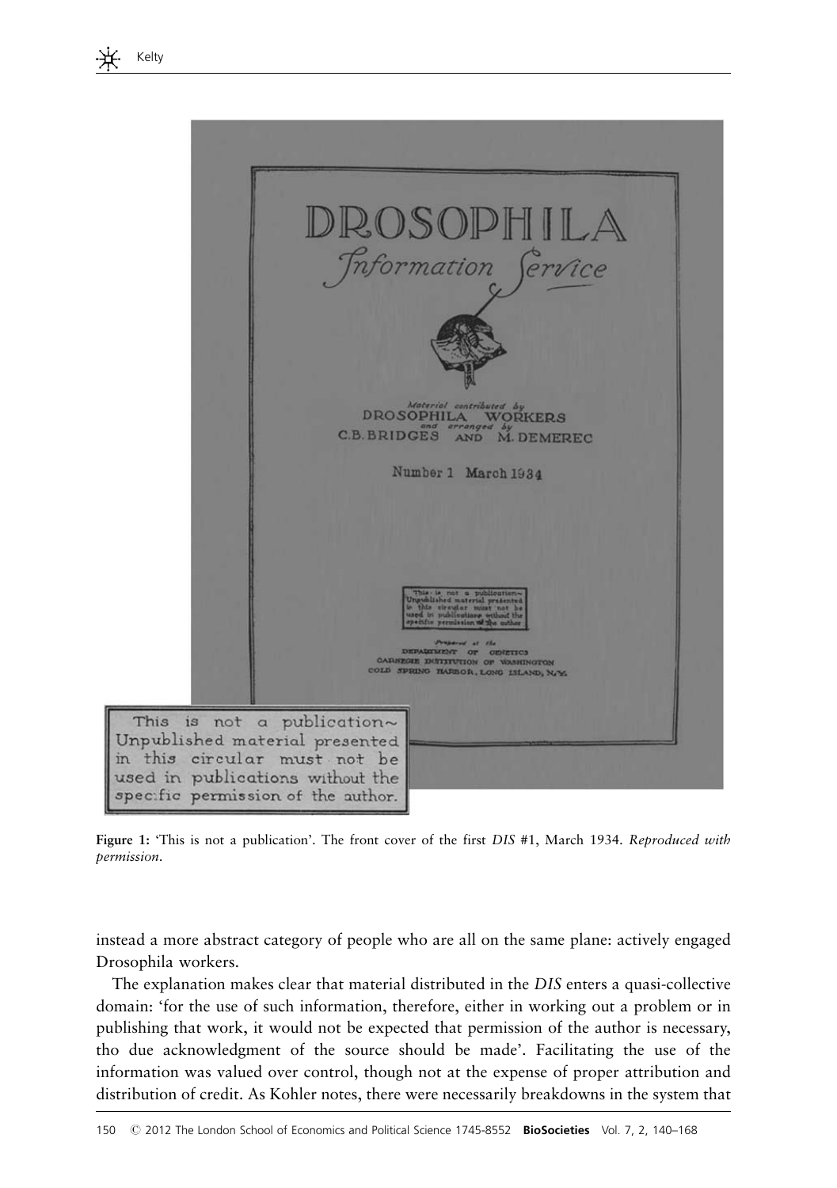**Figure 1:** 'This is not a publication'. The front cover of the first *DIS* #1, March 1934. *Reproduced with permission.*

instead a more abstract category of people who are all on the same plane: actively engaged Drosophila workers.

The explanation makes clear that material distributed in the *DIS* enters a quasi-collective domain: 'for the use of such information, therefore, either in working out a problem or in publishing that work, it would not be expected that permission of the author is necessary, tho due acknowledgment of the source should be made'. Facilitating the use of the information was valued over control, though not at the expense of proper attribution and distribution of credit. As Kohler notes, there were necessarily breakdowns in the system that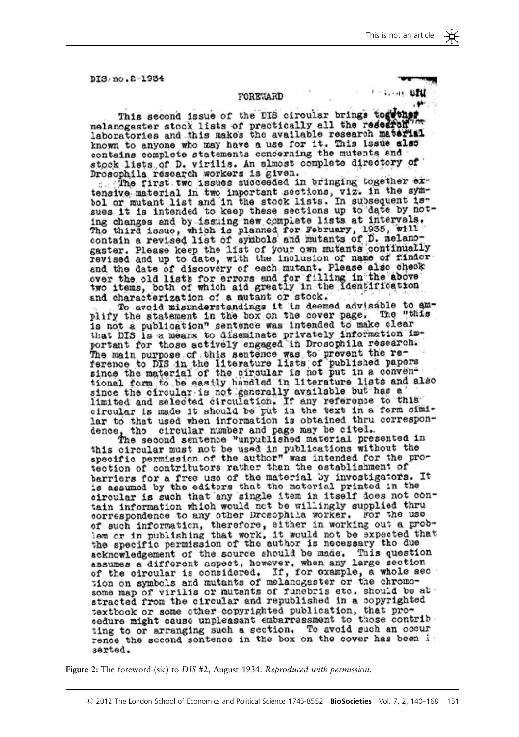DIS no. 2 1934

FOREWARD

This second issue of the DIS circular brings together melanogaster stock lists of practically all the research laboratories and this makes the available research material known to anyone who may have a use for it. This issue also contains complete statements concerning the mutants and stock lists of D. virilis. An almost complete directory of Drosophila research workers is given.

The first two issues succeeded in bringing together extensive material in two important sections, viz. in the symbol or mutant list and in the stock lists. In subsequent issues it is intended to keep these sections up to date by noting changes and by issuing new complete lists at intervals. The third issue, which is planned for February, 1935, will contain a revised list of symbols and mutants of D. melanogaster. Please keep the list of your own mutants continually revised and up to date, with the inclusion of name of finder and the date of discovery of each mutant. Please also check over the old lists for errors and for filling in the above two items, both of which aid greatly in the identification and characterization of a mutant or stock.

To avoid misunderstandings it is deemed advisable to amplify the statement in the box on the cover page. The "this is not a publication" sentence was intended to make clear that DIS is a means to diseminate privately information important for those actively engaged in Drosophila research. The main purpose of this sentence was to prevent the reference to DIS in the literature lists of published papers since the material of the circular is not put in a conventional form to be easily handled in literature lists and also since the circular is not generally available but has a limited and selected circulation. If any reference to this circular is made it should be put in the text in a form similar to that used when information is obtained thru correspondence, tho circular number and page may be cited.

The second sentence "unpublished material presented in this circular must not be used in publications without the specific permission of the author" was intended for the protection of contributors rather than the establishment of barriers for a free use of the material by investigators. It is assumed by the editors that the material printed in the circular is such that any single item in itself does not contain information which would not be willingly supplied thru correspondence to any other Drosophila worker. For the use of such information, therefore, either in working out a problem or in publishing that work, it would not be expected that the specific permission of the author is necessary tho due acknowledgement of the source should be made. This question assumes a different aspect, however, when any large section of the circular is considered. If, for example, a whole section on symbols and mutants of melanogaster or the chromosome map of virilis or mutants of funebris etc. should be abstracted from the circular and republished in a copyrighted textbook or some other copyrighted publication, that procedure might cause unpleasant embarrassment to those contributing to or arranging such a section. To avoid such an occurrence the second sentence in the box on the cover has been inserted.

**Figure 2:** The foreword (sic) to *DIS* #2, August 1934. *Reproduced with permission.*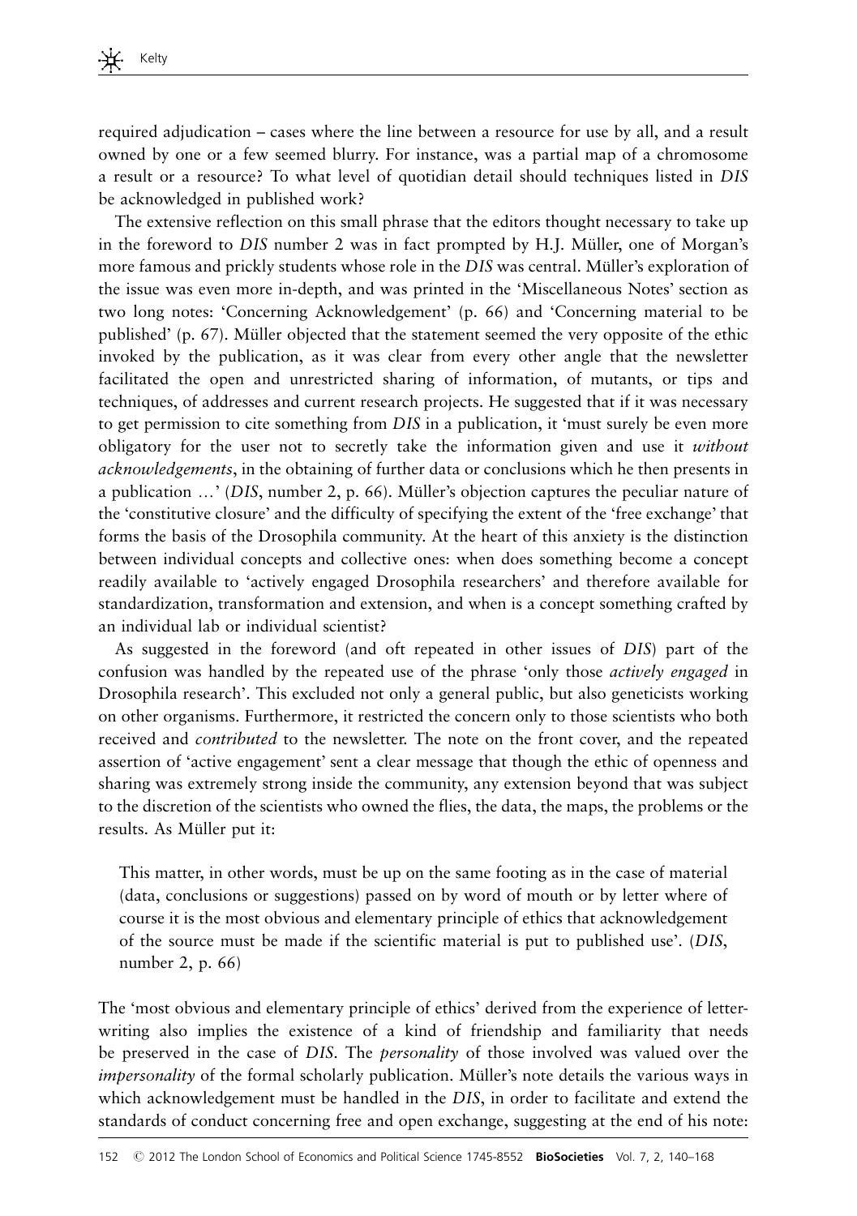required adjudication – cases where the line between a resource for use by all, and a result owned by one or a few seemed blurry. For instance, was a partial map of a chromosome a result or a resource? To what level of quotidian detail should techniques listed in *DIS* be acknowledged in published work?

The extensive reflection on this small phrase that the editors thought necessary to take up in the foreword to *DIS* number 2 was in fact prompted by H.J. Müller, one of Morgan's more famous and prickly students whose role in the *DIS* was central. Müller's exploration of the issue was even more in-depth, and was printed in the 'Miscellaneous Notes' section as two long notes: 'Concerning Acknowledgement' (p. 66) and 'Concerning material to be published' (p. 67). Müller objected that the statement seemed the very opposite of the ethic invoked by the publication, as it was clear from every other angle that the newsletter facilitated the open and unrestricted sharing of information, of mutants, or tips and techniques, of addresses and current research projects. He suggested that if it was necessary to get permission to cite something from *DIS* in a publication, it 'must surely be even more obligatory for the user not to secretly take the information given and use it *without acknowledgements*, in the obtaining of further data or conclusions which he then presents in a publication …' (*DIS*, number 2, p. 66). Müller's objection captures the peculiar nature of the 'constitutive closure' and the difficulty of specifying the extent of the 'free exchange' that forms the basis of the Drosophila community. At the heart of this anxiety is the distinction between individual concepts and collective ones: when does something become a concept readily available to 'actively engaged Drosophila researchers' and therefore available for standardization, transformation and extension, and when is a concept something crafted by an individual lab or individual scientist?

As suggested in the foreword (and oft repeated in other issues of *DIS*) part of the confusion was handled by the repeated use of the phrase 'only those *actively engaged* in Drosophila research'. This excluded not only a general public, but also geneticists working on other organisms. Furthermore, it restricted the concern only to those scientists who both received and *contributed* to the newsletter. The note on the front cover, and the repeated assertion of 'active engagement' sent a clear message that though the ethic of openness and sharing was extremely strong inside the community, any extension beyond that was subject to the discretion of the scientists who owned the flies, the data, the maps, the problems or the results. As Müller put it:

> This matter, in other words, must be up on the same footing as in the case of material (data, conclusions or suggestions) passed on by word of mouth or by letter where of course it is the most obvious and elementary principle of ethics that acknowledgement of the source must be made if the scientific material is put to published use'. (*DIS*, number 2, p. 66)

The 'most obvious and elementary principle of ethics' derived from the experience of letter-writing also implies the existence of a kind of friendship and familiarity that needs be preserved in the case of *DIS*. The *personality* of those involved was valued over the *impersonality* of the formal scholarly publication. Müller's note details the various ways in which acknowledgement must be handled in the *DIS*, in order to facilitate and extend the standards of conduct concerning free and open exchange, suggesting at the end of his note: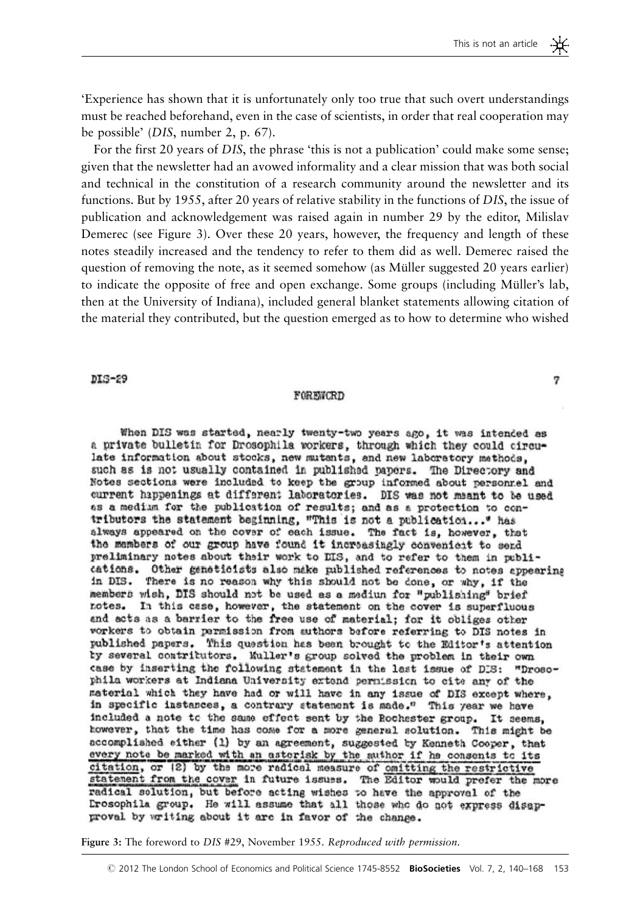'Experience has shown that it is unfortunately only too true that such overt understandings must be reached beforehand, even in the case of scientists, in order that real cooperation may be possible' (*DIS*, number 2, p. 67).

For the first 20 years of *DIS*, the phrase 'this is not a publication' could make some sense; given that the newsletter had an avowed informality and a clear mission that was both social and technical in the constitution of a research community around the newsletter and its functions. But by 1955, after 20 years of relative stability in the functions of *DIS*, the issue of publication and acknowledgement was raised again in number 29 by the editor, Milislav Demerec (see Figure 3). Over these 20 years, however, the frequency and length of these notes steadily increased and the tendency to refer to them did as well. Demerec raised the question of removing the note, as it seemed somehow (as Müller suggested 20 years earlier) to indicate the opposite of free and open exchange. Some groups (including Müller's lab, then at the University of Indiana), included general blanket statements allowing citation of the material they contributed, but the question emerged as to how to determine who wished

DIS-29 7

FOREWORD

When DIS was started, nearly twenty-two years ago, it was intended as a private bulletin for Drosophila workers, through which they could circulate information about stocks, new mutants, and new laboratory methods, such as is not usually contained in published papers. The Directory and Notes sections were included to keep the group informed about personnel and current happenings at different laboratories. DIS was not meant to be used as a medium for the publication of results; and as a protection to contributors the statement beginning, "This is not a publication..." has always appeared on the cover of each issue. The fact is, however, that the members of our group have found it increasingly convenient to send preliminary notes about their work to DIS, and to refer to them in publications. Other geneticists also make published references to notes appearing in DIS. There is no reason why this should not be done, or why, if the members wish, DIS should not be used as a medium for "publishing" brief notes. In this case, however, the statement on the cover is superfluous and acts as a barrier to the free use of material; for it obliges other workers to obtain permission from authors before referring to DIS notes in published papers. This question has been brought to the Editor's attention by several contributors. Muller's group solved the problem in their own case by inserting the following statement in the last issue of DIS: "Drosophila workers at Indiana University extend permission to cite any of the material which they have had or will have in any issue of DIS except where, in specific instances, a contrary statement is made." This year we have included a note to the same effect sent by the Rochester group. It seems, however, that the time has come for a more general solution. This might be accomplished either (1) by an agreement, suggested by Kenneth Cooper, that every note be marked with an asterisk by the author if he consents to its citation, or (2) by the more radical measure of omitting the restrictive statement from the cover in future issues. The Editor would prefer the more radical solution, but before acting wishes to have the approval of the Drosophila group. He will assume that all those who do not express disapproval by writing about it are in favor of the change.

**Figure 3:** The foreword to *DIS* #29, November 1955. *Reproduced with permission.*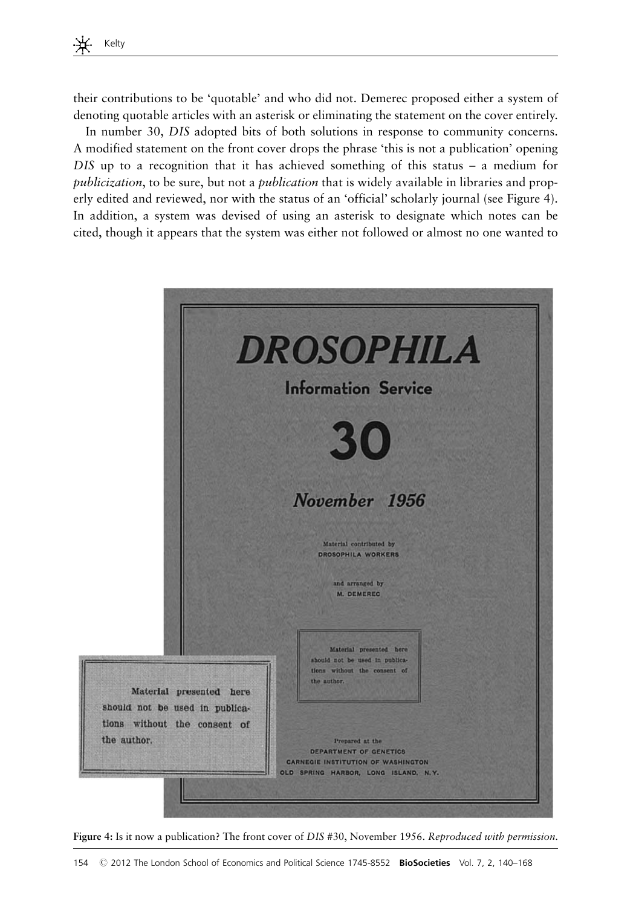their contributions to be 'quotable' and who did not. Demerec proposed either a system of denoting quotable articles with an asterisk or eliminating the statement on the cover entirely.

In number 30, *DIS* adopted bits of both solutions in response to community concerns. A modified statement on the front cover drops the phrase 'this is not a publication' opening *DIS* up to a recognition that it has achieved something of this status – a medium for *publicization*, to be sure, but not a *publication* that is widely available in libraries and properly edited and reviewed, nor with the status of an 'official' scholarly journal (see Figure 4). In addition, a system was devised of using an asterisk to designate which notes can be cited, though it appears that the system was either not followed or almost no one wanted to

**DROSOPHILA**

**Information Service**

**30**

***November 1956***

Material contributed by
DROSOPHILA WORKERS

and arranged by
M. DEMEREC

Material presented here should not be used in publications without the consent of the author.

Prepared at the
DEPARTMENT OF GENETICS
CARNEGIE INSTITUTION OF WASHINGTON
COLD SPRING HARBOR, LONG ISLAND, N.Y.

**Figure 4:** Is it now a publication? The front cover of *DIS* #30, November 1956. *Reproduced with permission.*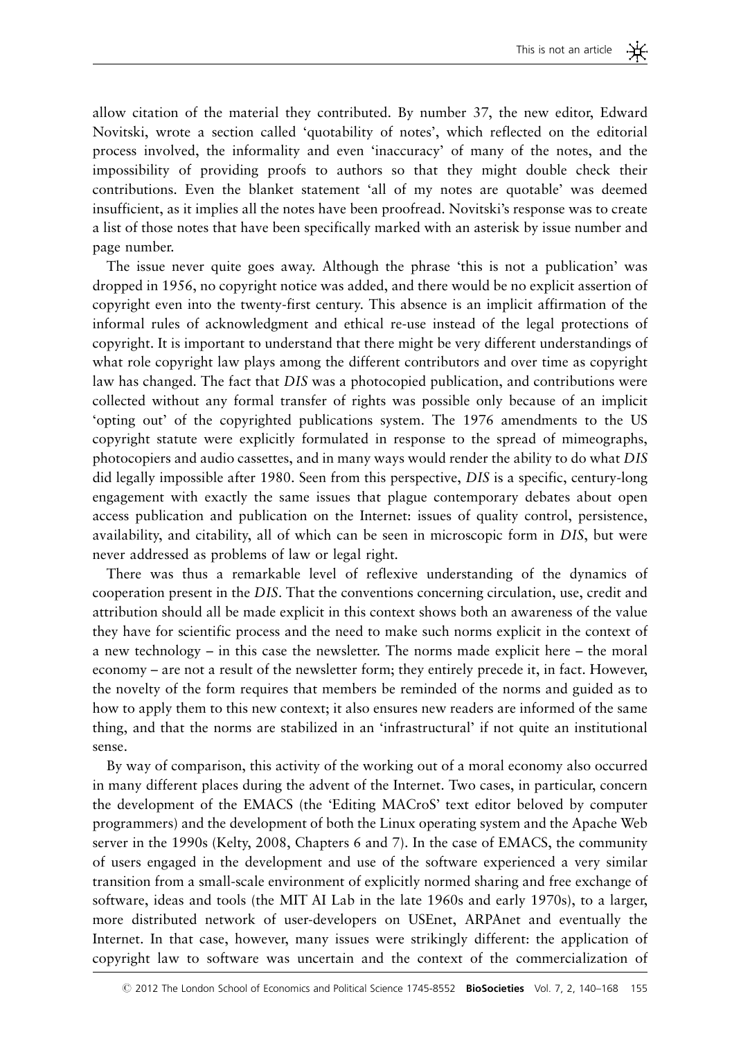allow citation of the material they contributed. By number 37, the new editor, Edward Novitski, wrote a section called 'quotability of notes', which reflected on the editorial process involved, the informality and even 'inaccuracy' of many of the notes, and the impossibility of providing proofs to authors so that they might double check their contributions. Even the blanket statement 'all of my notes are quotable' was deemed insufficient, as it implies all the notes have been proofread. Novitski's response was to create a list of those notes that have been specifically marked with an asterisk by issue number and page number.

The issue never quite goes away. Although the phrase 'this is not a publication' was dropped in 1956, no copyright notice was added, and there would be no explicit assertion of copyright even into the twenty-first century. This absence is an implicit affirmation of the informal rules of acknowledgment and ethical re-use instead of the legal protections of copyright. It is important to understand that there might be very different understandings of what role copyright law plays among the different contributors and over time as copyright law has changed. The fact that *DIS* was a photocopied publication, and contributions were collected without any formal transfer of rights was possible only because of an implicit 'opting out' of the copyrighted publications system. The 1976 amendments to the US copyright statute were explicitly formulated in response to the spread of mimeographs, photocopiers and audio cassettes, and in many ways would render the ability to do what *DIS* did legally impossible after 1980. Seen from this perspective, *DIS* is a specific, century-long engagement with exactly the same issues that plague contemporary debates about open access publication and publication on the Internet: issues of quality control, persistence, availability, and citability, all of which can be seen in microscopic form in *DIS*, but were never addressed as problems of law or legal right.

There was thus a remarkable level of reflexive understanding of the dynamics of cooperation present in the *DIS*. That the conventions concerning circulation, use, credit and attribution should all be made explicit in this context shows both an awareness of the value they have for scientific process and the need to make such norms explicit in the context of a new technology – in this case the newsletter. The norms made explicit here – the moral economy – are not a result of the newsletter form; they entirely precede it, in fact. However, the novelty of the form requires that members be reminded of the norms and guided as to how to apply them to this new context; it also ensures new readers are informed of the same thing, and that the norms are stabilized in an 'infrastructural' if not quite an institutional sense.

By way of comparison, this activity of the working out of a moral economy also occurred in many different places during the advent of the Internet. Two cases, in particular, concern the development of the EMACS (the 'Editing MACroS' text editor beloved by computer programmers) and the development of both the Linux operating system and the Apache Web server in the 1990s (Kelty, 2008, Chapters 6 and 7). In the case of EMACS, the community of users engaged in the development and use of the software experienced a very similar transition from a small-scale environment of explicitly normed sharing and free exchange of software, ideas and tools (the MIT AI Lab in the late 1960s and early 1970s), to a larger, more distributed network of user-developers on USEnet, ARPAnet and eventually the Internet. In that case, however, many issues were strikingly different: the application of copyright law to software was uncertain and the context of the commercialization of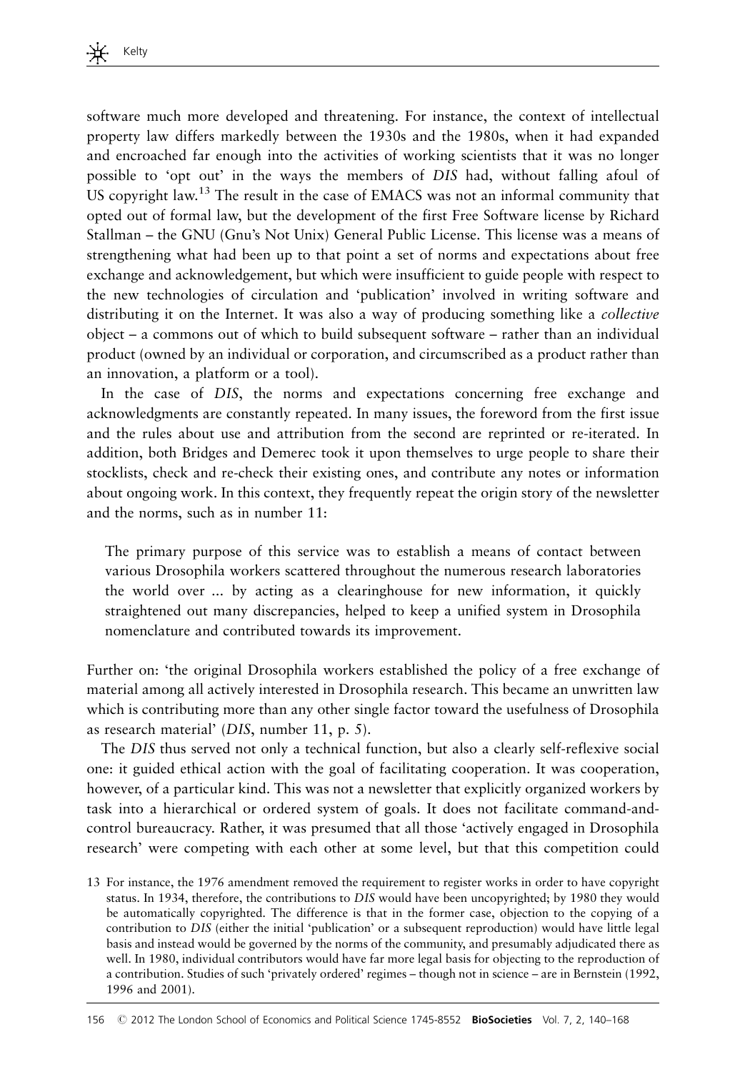software much more developed and threatening. For instance, the context of intellectual property law differs markedly between the 1930s and the 1980s, when it had expanded and encroached far enough into the activities of working scientists that it was no longer possible to 'opt out' in the ways the members of *DIS* had, without falling afoul of US copyright law.[13] The result in the case of EMACS was not an informal community that opted out of formal law, but the development of the first Free Software license by Richard Stallman – the GNU (Gnu's Not Unix) General Public License. This license was a means of strengthening what had been up to that point a set of norms and expectations about free exchange and acknowledgement, but which were insufficient to guide people with respect to the new technologies of circulation and 'publication' involved in writing software and distributing it on the Internet. It was also a way of producing something like a *collective* object – a commons out of which to build subsequent software – rather than an individual product (owned by an individual or corporation, and circumscribed as a product rather than an innovation, a platform or a tool).

In the case of *DIS*, the norms and expectations concerning free exchange and acknowledgments are constantly repeated. In many issues, the foreword from the first issue and the rules about use and attribution from the second are reprinted or re-iterated. In addition, both Bridges and Demerec took it upon themselves to urge people to share their stocklists, check and re-check their existing ones, and contribute any notes or information about ongoing work. In this context, they frequently repeat the origin story of the newsletter and the norms, such as in number 11:

> The primary purpose of this service was to establish a means of contact between various Drosophila workers scattered throughout the numerous research laboratories the world over ... by acting as a clearinghouse for new information, it quickly straightened out many discrepancies, helped to keep a unified system in Drosophila nomenclature and contributed towards its improvement.

Further on: 'the original Drosophila workers established the policy of a free exchange of material among all actively interested in Drosophila research. This became an unwritten law which is contributing more than any other single factor toward the usefulness of Drosophila as research material' (*DIS*, number 11, p. 5).

The *DIS* thus served not only a technical function, but also a clearly self-reflexive social one: it guided ethical action with the goal of facilitating cooperation. It was cooperation, however, of a particular kind. This was not a newsletter that explicitly organized workers by task into a hierarchical or ordered system of goals. It does not facilitate command-and-control bureaucracy. Rather, it was presumed that all those 'actively engaged in Drosophila research' were competing with each other at some level, but that this competition could

13 For instance, the 1976 amendment removed the requirement to register works in order to have copyright status. In 1934, therefore, the contributions to *DIS* would have been uncopyrighted; by 1980 they would be automatically copyrighted. The difference is that in the former case, objection to the copying of a contribution to *DIS* (either the initial 'publication' or a subsequent reproduction) would have little legal basis and instead would be governed by the norms of the community, and presumably adjudicated there as well. In 1980, individual contributors would have far more legal basis for objecting to the reproduction of a contribution. Studies of such 'privately ordered' regimes – though not in science – are in Bernstein (1992, 1996 and 2001).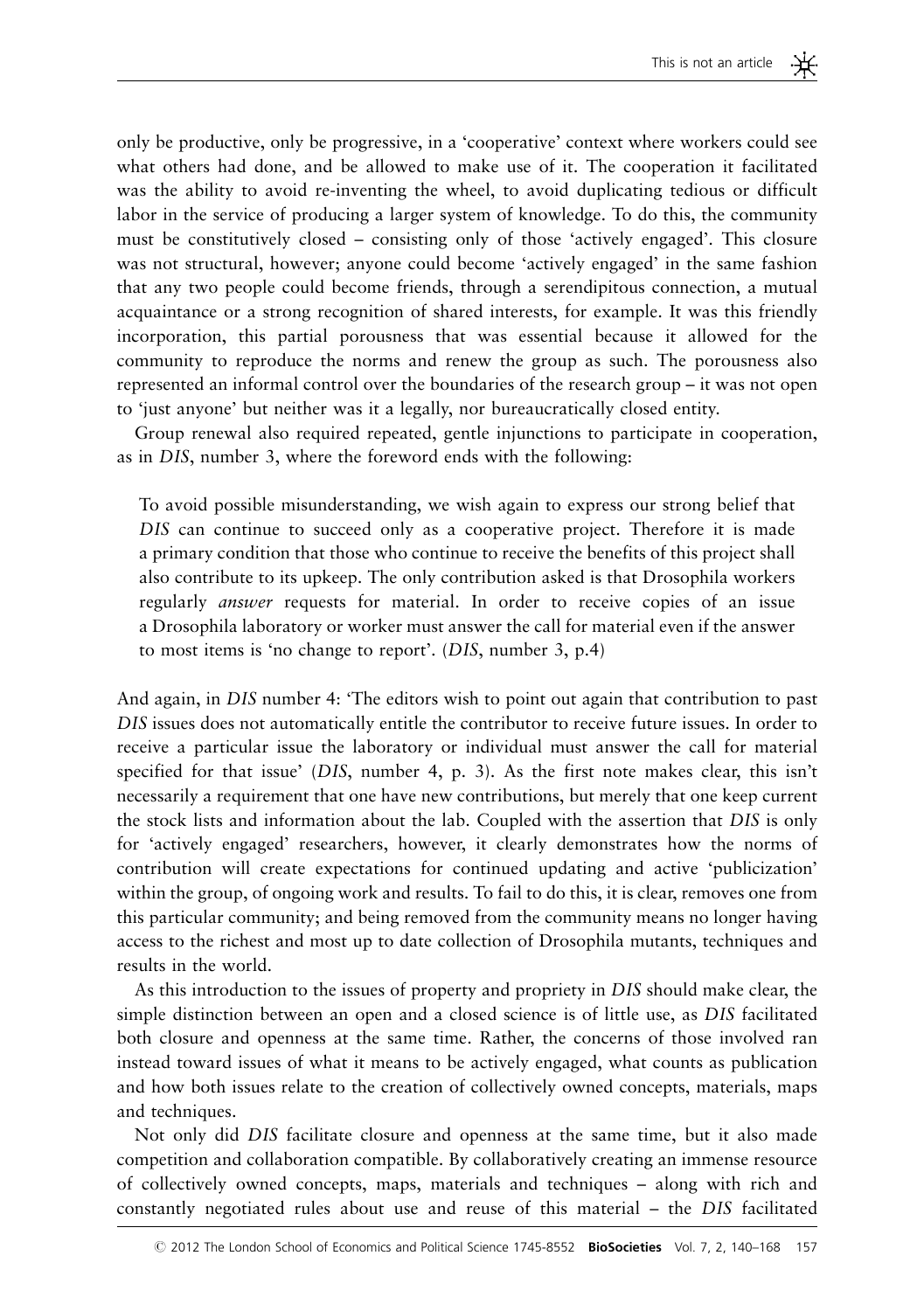only be productive, only be progressive, in a 'cooperative' context where workers could see what others had done, and be allowed to make use of it. The cooperation it facilitated was the ability to avoid re-inventing the wheel, to avoid duplicating tedious or difficult labor in the service of producing a larger system of knowledge. To do this, the community must be constitutively closed – consisting only of those 'actively engaged'. This closure was not structural, however; anyone could become 'actively engaged' in the same fashion that any two people could become friends, through a serendipitous connection, a mutual acquaintance or a strong recognition of shared interests, for example. It was this friendly incorporation, this partial porousness that was essential because it allowed for the community to reproduce the norms and renew the group as such. The porousness also represented an informal control over the boundaries of the research group – it was not open to 'just anyone' but neither was it a legally, nor bureaucratically closed entity.

Group renewal also required repeated, gentle injunctions to participate in cooperation, as in *DIS*, number 3, where the foreword ends with the following:

> To avoid possible misunderstanding, we wish again to express our strong belief that *DIS* can continue to succeed only as a cooperative project. Therefore it is made a primary condition that those who continue to receive the benefits of this project shall also contribute to its upkeep. The only contribution asked is that Drosophila workers regularly *answer* requests for material. In order to receive copies of an issue a Drosophila laboratory or worker must answer the call for material even if the answer to most items is 'no change to report'. (*DIS*, number 3, p.4)

And again, in *DIS* number 4: 'The editors wish to point out again that contribution to past *DIS* issues does not automatically entitle the contributor to receive future issues. In order to receive a particular issue the laboratory or individual must answer the call for material specified for that issue' (*DIS*, number 4, p. 3). As the first note makes clear, this isn't necessarily a requirement that one have new contributions, but merely that one keep current the stock lists and information about the lab. Coupled with the assertion that *DIS* is only for 'actively engaged' researchers, however, it clearly demonstrates how the norms of contribution will create expectations for continued updating and active 'publicization' within the group, of ongoing work and results. To fail to do this, it is clear, removes one from this particular community; and being removed from the community means no longer having access to the richest and most up to date collection of Drosophila mutants, techniques and results in the world.

As this introduction to the issues of property and propriety in *DIS* should make clear, the simple distinction between an open and a closed science is of little use, as *DIS* facilitated both closure and openness at the same time. Rather, the concerns of those involved ran instead toward issues of what it means to be actively engaged, what counts as publication and how both issues relate to the creation of collectively owned concepts, materials, maps and techniques.

Not only did *DIS* facilitate closure and openness at the same time, but it also made competition and collaboration compatible. By collaboratively creating an immense resource of collectively owned concepts, maps, materials and techniques – along with rich and constantly negotiated rules about use and reuse of this material – the *DIS* facilitated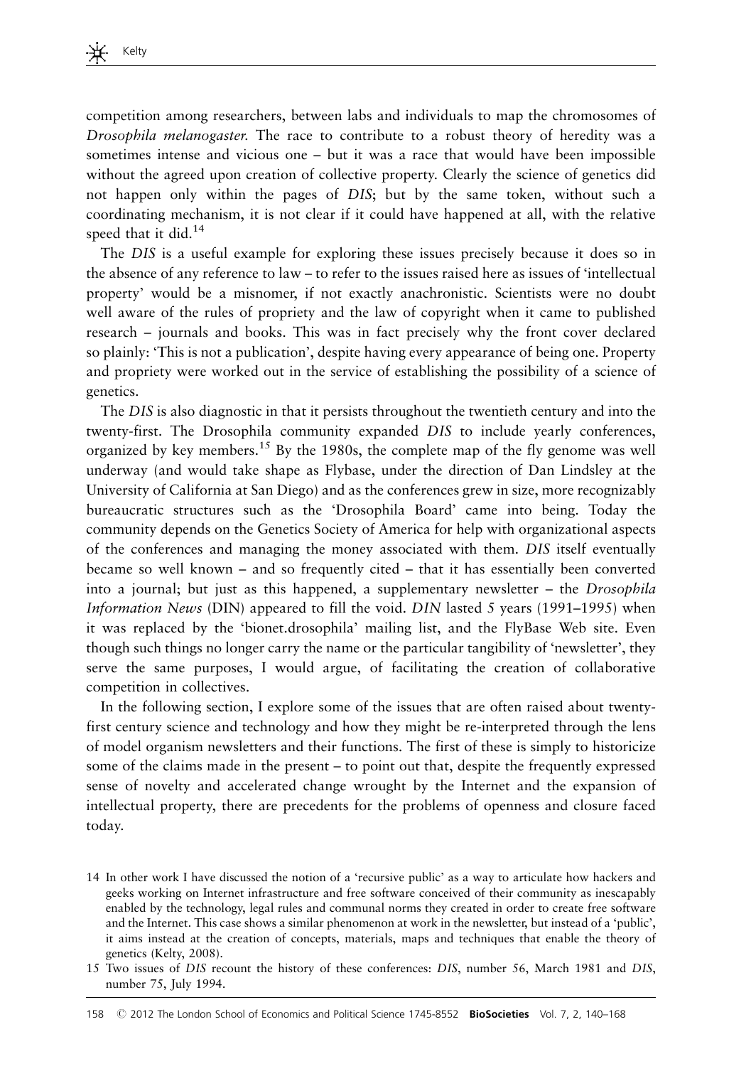competition among researchers, between labs and individuals to map the chromosomes of *Drosophila melanogaster.* The race to contribute to a robust theory of heredity was a sometimes intense and vicious one – but it was a race that would have been impossible without the agreed upon creation of collective property. Clearly the science of genetics did not happen only within the pages of *DIS*; but by the same token, without such a coordinating mechanism, it is not clear if it could have happened at all, with the relative speed that it did.[14]

The *DIS* is a useful example for exploring these issues precisely because it does so in the absence of any reference to law – to refer to the issues raised here as issues of 'intellectual property' would be a misnomer, if not exactly anachronistic. Scientists were no doubt well aware of the rules of propriety and the law of copyright when it came to published research – journals and books. This was in fact precisely why the front cover declared so plainly: 'This is not a publication', despite having every appearance of being one. Property and propriety were worked out in the service of establishing the possibility of a science of genetics.

The *DIS* is also diagnostic in that it persists throughout the twentieth century and into the twenty-first. The Drosophila community expanded *DIS* to include yearly conferences, organized by key members.[15] By the 1980s, the complete map of the fly genome was well underway (and would take shape as Flybase, under the direction of Dan Lindsley at the University of California at San Diego) and as the conferences grew in size, more recognizably bureaucratic structures such as the 'Drosophila Board' came into being. Today the community depends on the Genetics Society of America for help with organizational aspects of the conferences and managing the money associated with them. *DIS* itself eventually became so well known – and so frequently cited – that it has essentially been converted into a journal; but just as this happened, a supplementary newsletter – the *Drosophila Information News* (DIN) appeared to fill the void. *DIN* lasted 5 years (1991–1995) when it was replaced by the 'bionet.drosophila' mailing list, and the FlyBase Web site. Even though such things no longer carry the name or the particular tangibility of 'newsletter', they serve the same purposes, I would argue, of facilitating the creation of collaborative competition in collectives.

In the following section, I explore some of the issues that are often raised about twenty-first century science and technology and how they might be re-interpreted through the lens of model organism newsletters and their functions. The first of these is simply to historicize some of the claims made in the present – to point out that, despite the frequently expressed sense of novelty and accelerated change wrought by the Internet and the expansion of intellectual property, there are precedents for the problems of openness and closure faced today.

14 In other work I have discussed the notion of a 'recursive public' as a way to articulate how hackers and geeks working on Internet infrastructure and free software conceived of their community as inescapably enabled by the technology, legal rules and communal norms they created in order to create free software and the Internet. This case shows a similar phenomenon at work in the newsletter, but instead of a 'public', it aims instead at the creation of concepts, materials, maps and techniques that enable the theory of genetics (Kelty, 2008).

15 Two issues of *DIS* recount the history of these conferences: *DIS*, number 56, March 1981 and *DIS*, number 75, July 1994.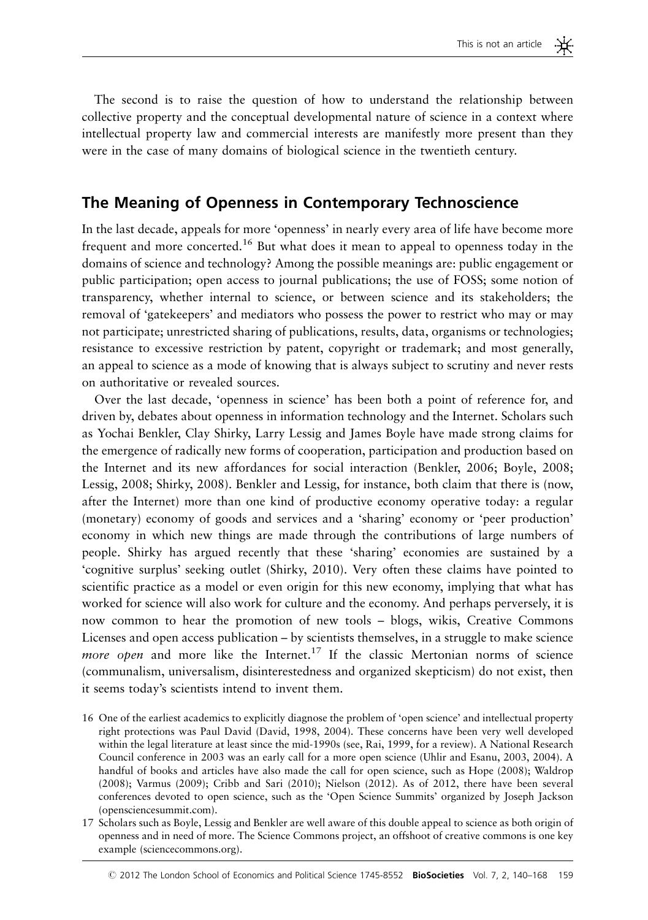The second is to raise the question of how to understand the relationship between collective property and the conceptual developmental nature of science in a context where intellectual property law and commercial interests are manifestly more present than they were in the case of many domains of biological science in the twentieth century.

## The Meaning of Openness in Contemporary Technoscience

In the last decade, appeals for more 'openness' in nearly every area of life have become more frequent and more concerted.[16] But what does it mean to appeal to openness today in the domains of science and technology? Among the possible meanings are: public engagement or public participation; open access to journal publications; the use of FOSS; some notion of transparency, whether internal to science, or between science and its stakeholders; the removal of 'gatekeepers' and mediators who possess the power to restrict who may or may not participate; unrestricted sharing of publications, results, data, organisms or technologies; resistance to excessive restriction by patent, copyright or trademark; and most generally, an appeal to science as a mode of knowing that is always subject to scrutiny and never rests on authoritative or revealed sources.

Over the last decade, 'openness in science' has been both a point of reference for, and driven by, debates about openness in information technology and the Internet. Scholars such as Yochai Benkler, Clay Shirky, Larry Lessig and James Boyle have made strong claims for the emergence of radically new forms of cooperation, participation and production based on the Internet and its new affordances for social interaction (Benkler, 2006; Boyle, 2008; Lessig, 2008; Shirky, 2008). Benkler and Lessig, for instance, both claim that there is (now, after the Internet) more than one kind of productive economy operative today: a regular (monetary) economy of goods and services and a 'sharing' economy or 'peer production' economy in which new things are made through the contributions of large numbers of people. Shirky has argued recently that these 'sharing' economies are sustained by a 'cognitive surplus' seeking outlet (Shirky, 2010). Very often these claims have pointed to scientific practice as a model or even origin for this new economy, implying that what has worked for science will also work for culture and the economy. And perhaps perversely, it is now common to hear the promotion of new tools – blogs, wikis, Creative Commons Licenses and open access publication – by scientists themselves, in a struggle to make science *more open* and more like the Internet.[17] If the classic Mertonian norms of science (communalism, universalism, disinterestedness and organized skepticism) do not exist, then it seems today's scientists intend to invent them.

16 One of the earliest academics to explicitly diagnose the problem of 'open science' and intellectual property right protections was Paul David (David, 1998, 2004). These concerns have been very well developed within the legal literature at least since the mid-1990s (see, Rai, 1999, for a review). A National Research Council conference in 2003 was an early call for a more open science (Uhlir and Esanu, 2003, 2004). A handful of books and articles have also made the call for open science, such as Hope (2008); Waldrop (2008); Varmus (2009); Cribb and Sari (2010); Nielson (2012). As of 2012, there have been several conferences devoted to open science, such as the 'Open Science Summits' organized by Joseph Jackson (opensciencesummit.com).

17 Scholars such as Boyle, Lessig and Benkler are well aware of this double appeal to science as both origin of openness and in need of more. The Science Commons project, an offshoot of creative commons is one key example (sciencecommons.org).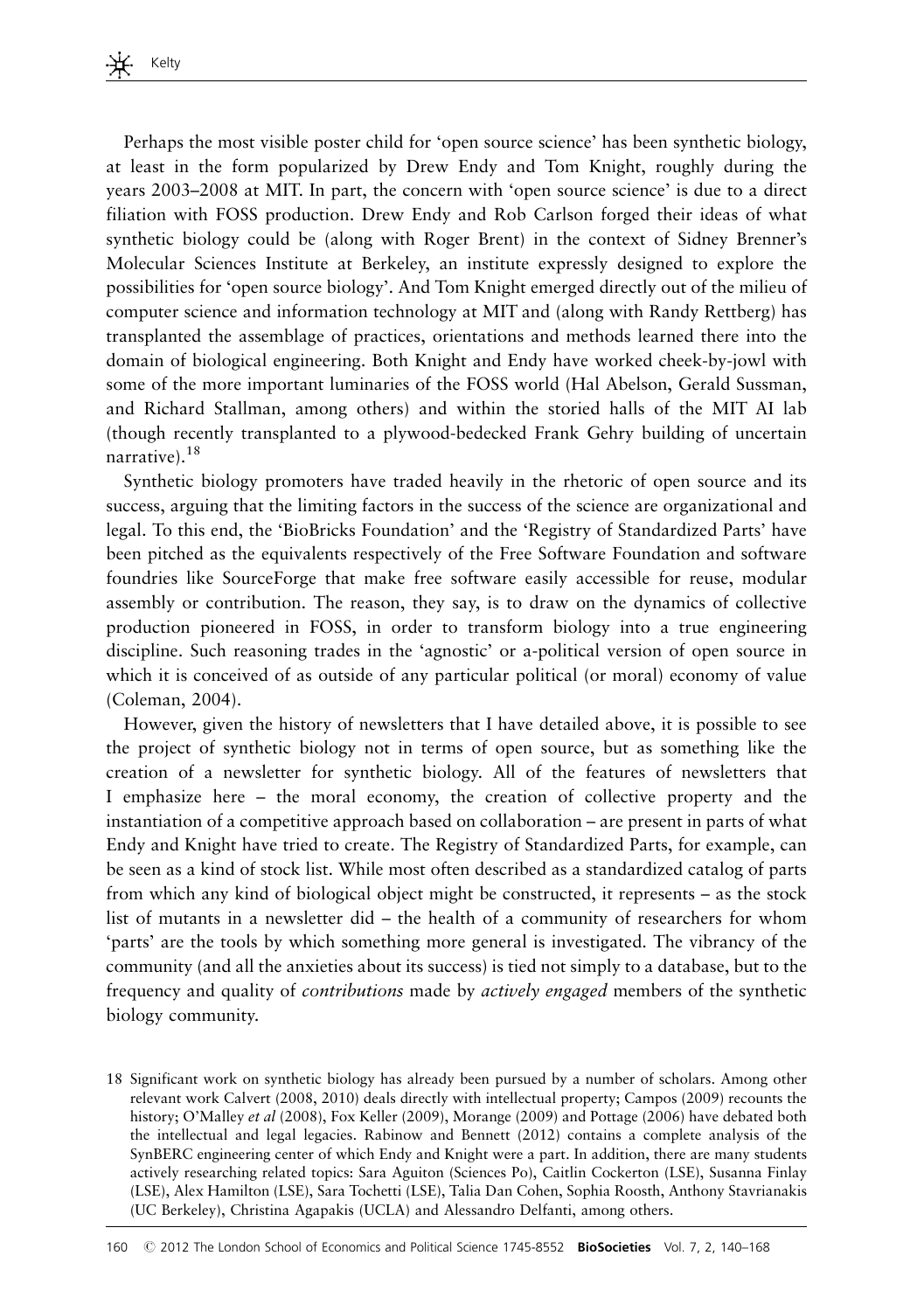Perhaps the most visible poster child for 'open source science' has been synthetic biology, at least in the form popularized by Drew Endy and Tom Knight, roughly during the years 2003–2008 at MIT. In part, the concern with 'open source science' is due to a direct filiation with FOSS production. Drew Endy and Rob Carlson forged their ideas of what synthetic biology could be (along with Roger Brent) in the context of Sidney Brenner's Molecular Sciences Institute at Berkeley, an institute expressly designed to explore the possibilities for 'open source biology'. And Tom Knight emerged directly out of the milieu of computer science and information technology at MIT and (along with Randy Rettberg) has transplanted the assemblage of practices, orientations and methods learned there into the domain of biological engineering. Both Knight and Endy have worked cheek-by-jowl with some of the more important luminaries of the FOSS world (Hal Abelson, Gerald Sussman, and Richard Stallman, among others) and within the storied halls of the MIT AI lab (though recently transplanted to a plywood-bedecked Frank Gehry building of uncertain narrative).[18]

Synthetic biology promoters have traded heavily in the rhetoric of open source and its success, arguing that the limiting factors in the success of the science are organizational and legal. To this end, the 'BioBricks Foundation' and the 'Registry of Standardized Parts' have been pitched as the equivalents respectively of the Free Software Foundation and software foundries like SourceForge that make free software easily accessible for reuse, modular assembly or contribution. The reason, they say, is to draw on the dynamics of collective production pioneered in FOSS, in order to transform biology into a true engineering discipline. Such reasoning trades in the 'agnostic' or a-political version of open source in which it is conceived of as outside of any particular political (or moral) economy of value (Coleman, 2004).

However, given the history of newsletters that I have detailed above, it is possible to see the project of synthetic biology not in terms of open source, but as something like the creation of a newsletter for synthetic biology. All of the features of newsletters that I emphasize here – the moral economy, the creation of collective property and the instantiation of a competitive approach based on collaboration – are present in parts of what Endy and Knight have tried to create. The Registry of Standardized Parts, for example, can be seen as a kind of stock list. While most often described as a standardized catalog of parts from which any kind of biological object might be constructed, it represents – as the stock list of mutants in a newsletter did – the health of a community of researchers for whom 'parts' are the tools by which something more general is investigated. The vibrancy of the community (and all the anxieties about its success) is tied not simply to a database, but to the frequency and quality of *contributions* made by *actively engaged* members of the synthetic biology community.

18 Significant work on synthetic biology has already been pursued by a number of scholars. Among other relevant work Calvert (2008, 2010) deals directly with intellectual property; Campos (2009) recounts the history; O'Malley *et al* (2008), Fox Keller (2009), Morange (2009) and Pottage (2006) have debated both the intellectual and legal legacies. Rabinow and Bennett (2012) contains a complete analysis of the SynBERC engineering center of which Endy and Knight were a part. In addition, there are many students actively researching related topics: Sara Aguiton (Sciences Po), Caitlin Cockerton (LSE), Susanna Finlay (LSE), Alex Hamilton (LSE), Sara Tochetti (LSE), Talia Dan Cohen, Sophia Roosth, Anthony Stavrianakis (UC Berkeley), Christina Agapakis (UCLA) and Alessandro Delfanti, among others.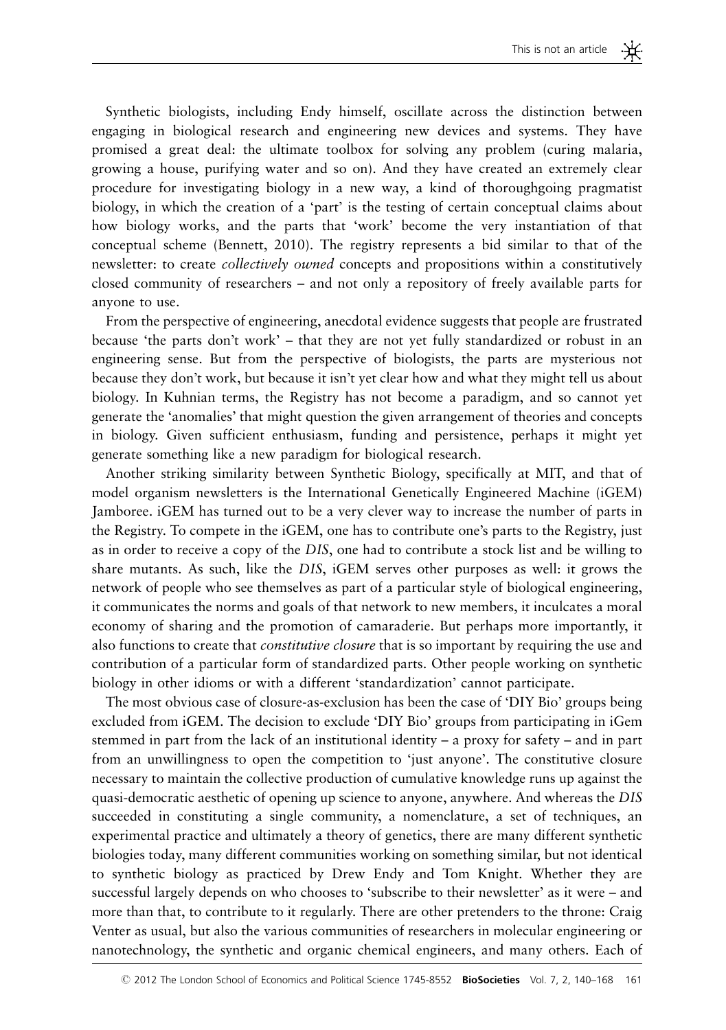Synthetic biologists, including Endy himself, oscillate across the distinction between engaging in biological research and engineering new devices and systems. They have promised a great deal: the ultimate toolbox for solving any problem (curing malaria, growing a house, purifying water and so on). And they have created an extremely clear procedure for investigating biology in a new way, a kind of thoroughgoing pragmatist biology, in which the creation of a 'part' is the testing of certain conceptual claims about how biology works, and the parts that 'work' become the very instantiation of that conceptual scheme (Bennett, 2010). The registry represents a bid similar to that of the newsletter: to create *collectively owned* concepts and propositions within a constitutively closed community of researchers – and not only a repository of freely available parts for anyone to use.

From the perspective of engineering, anecdotal evidence suggests that people are frustrated because 'the parts don't work' – that they are not yet fully standardized or robust in an engineering sense. But from the perspective of biologists, the parts are mysterious not because they don't work, but because it isn't yet clear how and what they might tell us about biology. In Kuhnian terms, the Registry has not become a paradigm, and so cannot yet generate the 'anomalies' that might question the given arrangement of theories and concepts in biology. Given sufficient enthusiasm, funding and persistence, perhaps it might yet generate something like a new paradigm for biological research.

Another striking similarity between Synthetic Biology, specifically at MIT, and that of model organism newsletters is the International Genetically Engineered Machine (iGEM) Jamboree. iGEM has turned out to be a very clever way to increase the number of parts in the Registry. To compete in the iGEM, one has to contribute one's parts to the Registry, just as in order to receive a copy of the *DIS*, one had to contribute a stock list and be willing to share mutants. As such, like the *DIS*, iGEM serves other purposes as well: it grows the network of people who see themselves as part of a particular style of biological engineering, it communicates the norms and goals of that network to new members, it inculcates a moral economy of sharing and the promotion of camaraderie. But perhaps more importantly, it also functions to create that *constitutive closure* that is so important by requiring the use and contribution of a particular form of standardized parts. Other people working on synthetic biology in other idioms or with a different 'standardization' cannot participate.

The most obvious case of closure-as-exclusion has been the case of 'DIY Bio' groups being excluded from iGEM. The decision to exclude 'DIY Bio' groups from participating in iGem stemmed in part from the lack of an institutional identity – a proxy for safety – and in part from an unwillingness to open the competition to 'just anyone'. The constitutive closure necessary to maintain the collective production of cumulative knowledge runs up against the quasi-democratic aesthetic of opening up science to anyone, anywhere. And whereas the *DIS* succeeded in constituting a single community, a nomenclature, a set of techniques, an experimental practice and ultimately a theory of genetics, there are many different synthetic biologies today, many different communities working on something similar, but not identical to synthetic biology as practiced by Drew Endy and Tom Knight. Whether they are successful largely depends on who chooses to 'subscribe to their newsletter' as it were – and more than that, to contribute to it regularly. There are other pretenders to the throne: Craig Venter as usual, but also the various communities of researchers in molecular engineering or nanotechnology, the synthetic and organic chemical engineers, and many others. Each of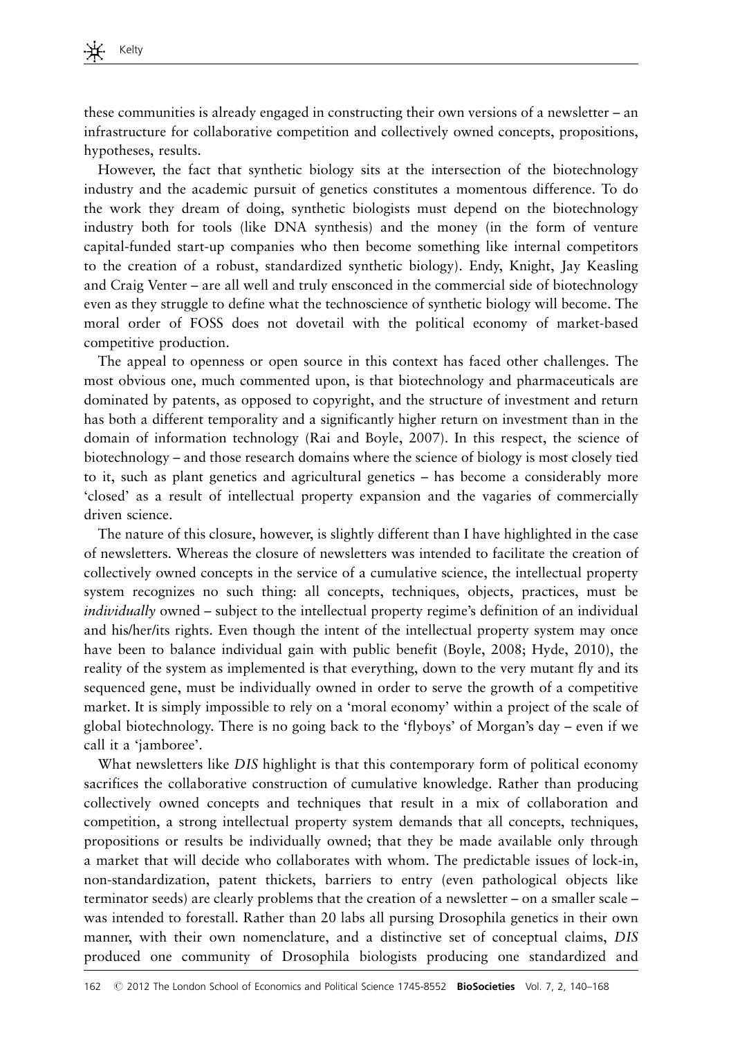these communities is already engaged in constructing their own versions of a newsletter – an infrastructure for collaborative competition and collectively owned concepts, propositions, hypotheses, results.

However, the fact that synthetic biology sits at the intersection of the biotechnology industry and the academic pursuit of genetics constitutes a momentous difference. To do the work they dream of doing, synthetic biologists must depend on the biotechnology industry both for tools (like DNA synthesis) and the money (in the form of venture capital-funded start-up companies who then become something like internal competitors to the creation of a robust, standardized synthetic biology). Endy, Knight, Jay Keasling and Craig Venter – are all well and truly ensconced in the commercial side of biotechnology even as they struggle to define what the technoscience of synthetic biology will become. The moral order of FOSS does not dovetail with the political economy of market-based competitive production.

The appeal to openness or open source in this context has faced other challenges. The most obvious one, much commented upon, is that biotechnology and pharmaceuticals are dominated by patents, as opposed to copyright, and the structure of investment and return has both a different temporality and a significantly higher return on investment than in the domain of information technology (Rai and Boyle, 2007). In this respect, the science of biotechnology – and those research domains where the science of biology is most closely tied to it, such as plant genetics and agricultural genetics – has become a considerably more 'closed' as a result of intellectual property expansion and the vagaries of commercially driven science.

The nature of this closure, however, is slightly different than I have highlighted in the case of newsletters. Whereas the closure of newsletters was intended to facilitate the creation of collectively owned concepts in the service of a cumulative science, the intellectual property system recognizes no such thing: all concepts, techniques, objects, practices, must be *individually* owned – subject to the intellectual property regime's definition of an individual and his/her/its rights. Even though the intent of the intellectual property system may once have been to balance individual gain with public benefit (Boyle, 2008; Hyde, 2010), the reality of the system as implemented is that everything, down to the very mutant fly and its sequenced gene, must be individually owned in order to serve the growth of a competitive market. It is simply impossible to rely on a 'moral economy' within a project of the scale of global biotechnology. There is no going back to the 'flyboys' of Morgan's day – even if we call it a 'jamboree'.

What newsletters like *DIS* highlight is that this contemporary form of political economy sacrifices the collaborative construction of cumulative knowledge. Rather than producing collectively owned concepts and techniques that result in a mix of collaboration and competition, a strong intellectual property system demands that all concepts, techniques, propositions or results be individually owned; that they be made available only through a market that will decide who collaborates with whom. The predictable issues of lock-in, non-standardization, patent thickets, barriers to entry (even pathological objects like terminator seeds) are clearly problems that the creation of a newsletter – on a smaller scale – was intended to forestall. Rather than 20 labs all pursing Drosophila genetics in their own manner, with their own nomenclature, and a distinctive set of conceptual claims, *DIS* produced one community of Drosophila biologists producing one standardized and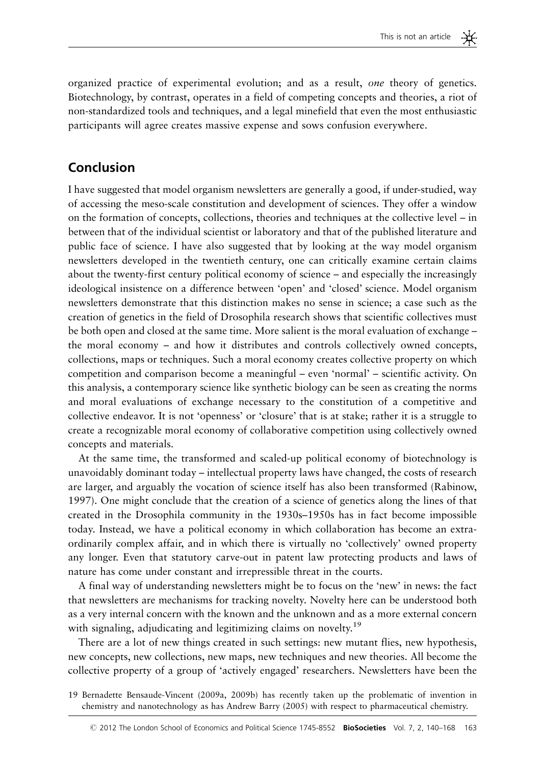organized practice of experimental evolution; and as a result, *one* theory of genetics. Biotechnology, by contrast, operates in a field of competing concepts and theories, a riot of non-standardized tools and techniques, and a legal minefield that even the most enthusiastic participants will agree creates massive expense and sows confusion everywhere.

## Conclusion

I have suggested that model organism newsletters are generally a good, if under-studied, way of accessing the meso-scale constitution and development of sciences. They offer a window on the formation of concepts, collections, theories and techniques at the collective level – in between that of the individual scientist or laboratory and that of the published literature and public face of science. I have also suggested that by looking at the way model organism newsletters developed in the twentieth century, one can critically examine certain claims about the twenty-first century political economy of science – and especially the increasingly ideological insistence on a difference between 'open' and 'closed' science. Model organism newsletters demonstrate that this distinction makes no sense in science; a case such as the creation of genetics in the field of Drosophila research shows that scientific collectives must be both open and closed at the same time. More salient is the moral evaluation of exchange – the moral economy – and how it distributes and controls collectively owned concepts, collections, maps or techniques. Such a moral economy creates collective property on which competition and comparison become a meaningful – even 'normal' – scientific activity. On this analysis, a contemporary science like synthetic biology can be seen as creating the norms and moral evaluations of exchange necessary to the constitution of a competitive and collective endeavor. It is not 'openness' or 'closure' that is at stake; rather it is a struggle to create a recognizable moral economy of collaborative competition using collectively owned concepts and materials.

At the same time, the transformed and scaled-up political economy of biotechnology is unavoidably dominant today – intellectual property laws have changed, the costs of research are larger, and arguably the vocation of science itself has also been transformed (Rabinow, 1997). One might conclude that the creation of a science of genetics along the lines of that created in the Drosophila community in the 1930s–1950s has in fact become impossible today. Instead, we have a political economy in which collaboration has become an extraordinarily complex affair, and in which there is virtually no 'collectively' owned property any longer. Even that statutory carve-out in patent law protecting products and laws of nature has come under constant and irrepressible threat in the courts.

A final way of understanding newsletters might be to focus on the 'new' in news: the fact that newsletters are mechanisms for tracking novelty. Novelty here can be understood both as a very internal concern with the known and the unknown and as a more external concern with signaling, adjudicating and legitimizing claims on novelty.[19]

There are a lot of new things created in such settings: new mutant flies, new hypothesis, new concepts, new collections, new maps, new techniques and new theories. All become the collective property of a group of 'actively engaged' researchers. Newsletters have been the

19 Bernadette Bensaude-Vincent (2009a, 2009b) has recently taken up the problematic of invention in chemistry and nanotechnology as has Andrew Barry (2005) with respect to pharmaceutical chemistry.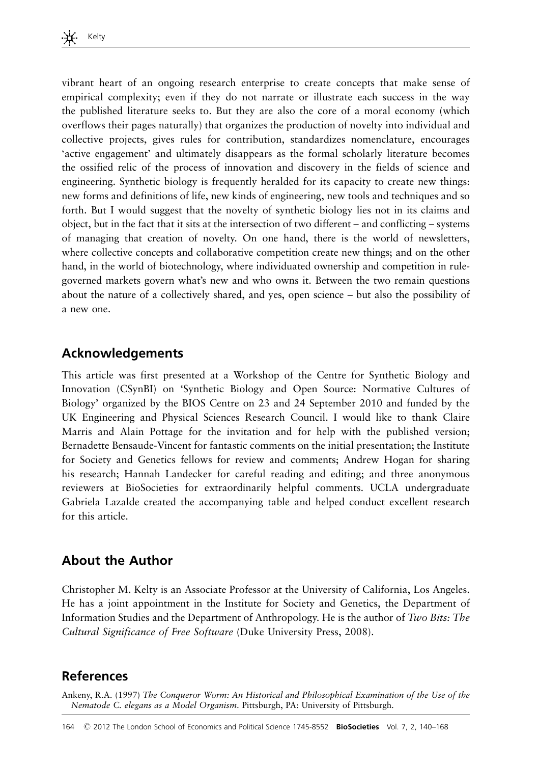vibrant heart of an ongoing research enterprise to create concepts that make sense of empirical complexity; even if they do not narrate or illustrate each success in the way the published literature seeks to. But they are also the core of a moral economy (which overflows their pages naturally) that organizes the production of novelty into individual and collective projects, gives rules for contribution, standardizes nomenclature, encourages 'active engagement' and ultimately disappears as the formal scholarly literature becomes the ossified relic of the process of innovation and discovery in the fields of science and engineering. Synthetic biology is frequently heralded for its capacity to create new things: new forms and definitions of life, new kinds of engineering, new tools and techniques and so forth. But I would suggest that the novelty of synthetic biology lies not in its claims and object, but in the fact that it sits at the intersection of two different – and conflicting – systems of managing that creation of novelty. On one hand, there is the world of newsletters, where collective concepts and collaborative competition create new things; and on the other hand, in the world of biotechnology, where individuated ownership and competition in rule-governed markets govern what's new and who owns it. Between the two remain questions about the nature of a collectively shared, and yes, open science – but also the possibility of a new one.

## Acknowledgements

This article was first presented at a Workshop of the Centre for Synthetic Biology and Innovation (CSynBI) on 'Synthetic Biology and Open Source: Normative Cultures of Biology' organized by the BIOS Centre on 23 and 24 September 2010 and funded by the UK Engineering and Physical Sciences Research Council. I would like to thank Claire Marris and Alain Pottage for the invitation and for help with the published version; Bernadette Bensaude-Vincent for fantastic comments on the initial presentation; the Institute for Society and Genetics fellows for review and comments; Andrew Hogan for sharing his research; Hannah Landecker for careful reading and editing; and three anonymous reviewers at BioSocieties for extraordinarily helpful comments. UCLA undergraduate Gabriela Lazalde created the accompanying table and helped conduct excellent research for this article.

## About the Author

Christopher M. Kelty is an Associate Professor at the University of California, Los Angeles. He has a joint appointment in the Institute for Society and Genetics, the Department of Information Studies and the Department of Anthropology. He is the author of *Two Bits: The Cultural Significance of Free Software* (Duke University Press, 2008).

## References

Ankeny, R.A. (1997) *The Conqueror Worm: An Historical and Philosophical Examination of the Use of the Nematode C. elegans as a Model Organism*. Pittsburgh, PA: University of Pittsburgh.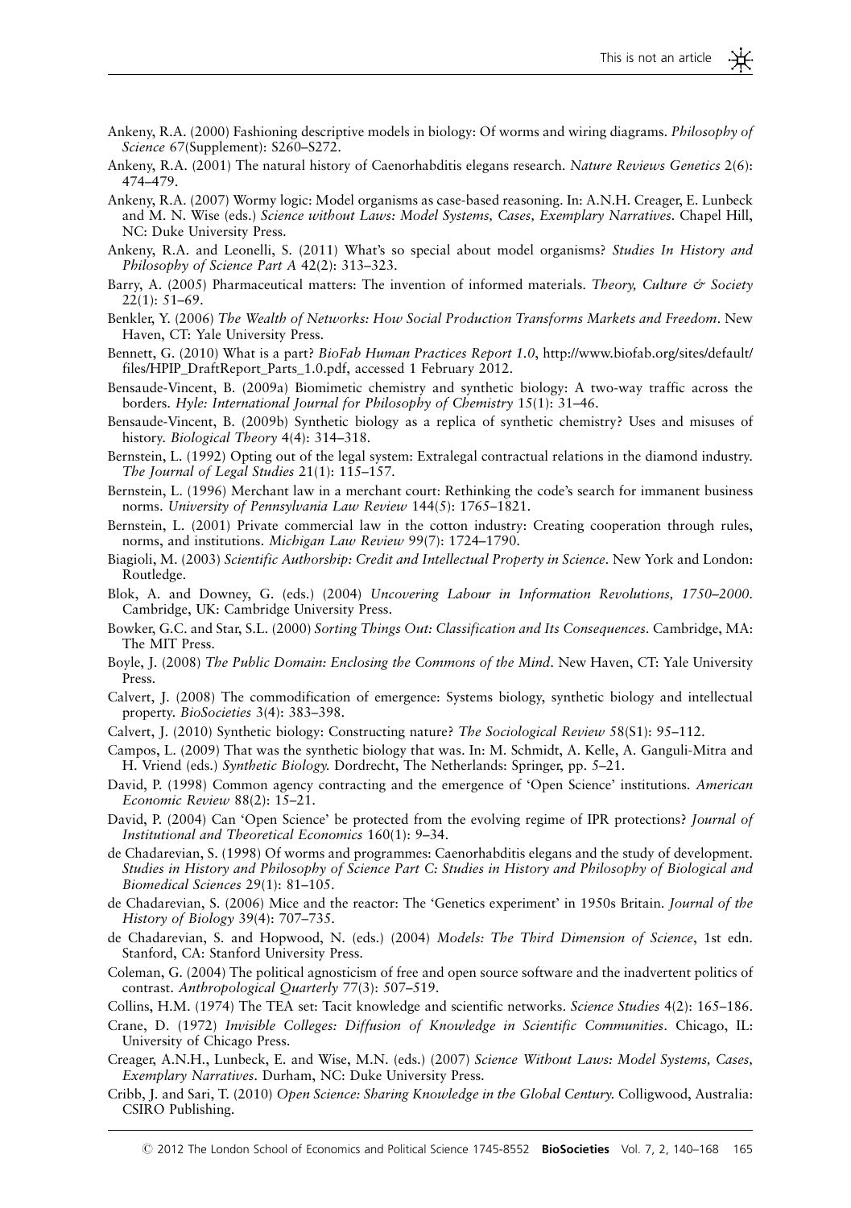Ankeny, R.A. (2000) Fashioning descriptive models in biology: Of worms and wiring diagrams. *Philosophy of Science* 67(Supplement): S260–S272.

Ankeny, R.A. (2001) The natural history of Caenorhabditis elegans research. *Nature Reviews Genetics* 2(6): 474–479.

Ankeny, R.A. (2007) Wormy logic: Model organisms as case-based reasoning. In: A.N.H. Creager, E. Lunbeck and M. N. Wise (eds.) *Science without Laws: Model Systems, Cases, Exemplary Narratives*. Chapel Hill, NC: Duke University Press.

Ankeny, R.A. and Leonelli, S. (2011) What's so special about model organisms? *Studies In History and Philosophy of Science Part A* 42(2): 313–323.

Barry, A. (2005) Pharmaceutical matters: The invention of informed materials. *Theory, Culture & Society* 22(1): 51–69.

Benkler, Y. (2006) *The Wealth of Networks: How Social Production Transforms Markets and Freedom*. New Haven, CT: Yale University Press.

Bennett, G. (2010) What is a part? *BioFab Human Practices Report 1.0*, http://www.biofab.org/sites/default/files/HPIP_DraftReport_Parts_1.0.pdf, accessed 1 February 2012.

Bensaude-Vincent, B. (2009a) Biomimetic chemistry and synthetic biology: A two-way traffic across the borders. *Hyle: International Journal for Philosophy of Chemistry* 15(1): 31–46.

Bensaude-Vincent, B. (2009b) Synthetic biology as a replica of synthetic chemistry? Uses and misuses of history. *Biological Theory* 4(4): 314–318.

Bernstein, L. (1992) Opting out of the legal system: Extralegal contractual relations in the diamond industry. *The Journal of Legal Studies* 21(1): 115–157.

Bernstein, L. (1996) Merchant law in a merchant court: Rethinking the code's search for immanent business norms. *University of Pennsylvania Law Review* 144(5): 1765–1821.

Bernstein, L. (2001) Private commercial law in the cotton industry: Creating cooperation through rules, norms, and institutions. *Michigan Law Review* 99(7): 1724–1790.

Biagioli, M. (2003) *Scientific Authorship: Credit and Intellectual Property in Science*. New York and London: Routledge.

Blok, A. and Downey, G. (eds.) (2004) *Uncovering Labour in Information Revolutions, 1750–2000*. Cambridge, UK: Cambridge University Press.

Bowker, G.C. and Star, S.L. (2000) *Sorting Things Out: Classification and Its Consequences*. Cambridge, MA: The MIT Press.

Boyle, J. (2008) *The Public Domain: Enclosing the Commons of the Mind*. New Haven, CT: Yale University Press.

Calvert, J. (2008) The commodification of emergence: Systems biology, synthetic biology and intellectual property. *BioSocieties* 3(4): 383–398.

Calvert, J. (2010) Synthetic biology: Constructing nature? *The Sociological Review* 58(S1): 95–112.

Campos, L. (2009) That was the synthetic biology that was. In: M. Schmidt, A. Kelle, A. Ganguli-Mitra and H. Vriend (eds.) *Synthetic Biology*. Dordrecht, The Netherlands: Springer, pp. 5–21.

David, P. (1998) Common agency contracting and the emergence of 'Open Science' institutions. *American Economic Review* 88(2): 15–21.

David, P. (2004) Can 'Open Science' be protected from the evolving regime of IPR protections? *Journal of Institutional and Theoretical Economics* 160(1): 9–34.

de Chadarevian, S. (1998) Of worms and programmes: Caenorhabditis elegans and the study of development. *Studies in History and Philosophy of Science Part C: Studies in History and Philosophy of Biological and Biomedical Sciences* 29(1): 81–105.

de Chadarevian, S. (2006) Mice and the reactor: The 'Genetics experiment' in 1950s Britain. *Journal of the History of Biology* 39(4): 707–735.

de Chadarevian, S. and Hopwood, N. (eds.) (2004) *Models: The Third Dimension of Science*, 1st edn. Stanford, CA: Stanford University Press.

Coleman, G. (2004) The political agnosticism of free and open source software and the inadvertent politics of contrast. *Anthropological Quarterly* 77(3): 507–519.

Collins, H.M. (1974) The TEA set: Tacit knowledge and scientific networks. *Science Studies* 4(2): 165–186.

Crane, D. (1972) *Invisible Colleges: Diffusion of Knowledge in Scientific Communities*. Chicago, IL: University of Chicago Press.

Creager, A.N.H., Lunbeck, E. and Wise, M.N. (eds.) (2007) *Science Without Laws: Model Systems, Cases, Exemplary Narratives*. Durham, NC: Duke University Press.

Cribb, J. and Sari, T. (2010) *Open Science: Sharing Knowledge in the Global Century*. Colligwood, Australia: CSIRO Publishing.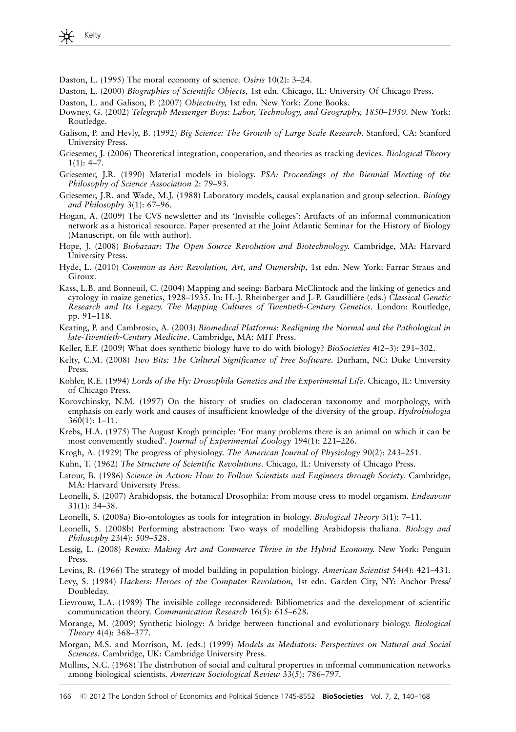Daston, L. (1995) The moral economy of science. *Osiris* 10(2): 3–24.

Daston, L. (2000) *Biographies of Scientific Objects*, 1st edn. Chicago, IL: University Of Chicago Press.

Daston, L. and Galison, P. (2007) *Objectivity*, 1st edn. New York: Zone Books.

Downey, G. (2002) *Telegraph Messenger Boys: Labor, Technology, and Geography, 1850–1950*. New York: Routledge.

Galison, P. and Hevly, B. (1992) *Big Science: The Growth of Large Scale Research*. Stanford, CA: Stanford University Press.

Griesemer, J. (2006) Theoretical integration, cooperation, and theories as tracking devices. *Biological Theory* 1(1): 4–7.

Griesemer, J.R. (1990) Material models in biology. *PSA: Proceedings of the Biennial Meeting of the Philosophy of Science Association* 2: 79–93.

Griesemer, J.R. and Wade, M.J. (1988) Laboratory models, causal explanation and group selection. *Biology and Philosophy* 3(1): 67–96.

Hogan, A. (2009) The CVS newsletter and its 'Invisible colleges': Artifacts of an informal communication network as a historical resource. Paper presented at the Joint Atlantic Seminar for the History of Biology (Manuscript, on file with author).

Hope, J. (2008) *Biobazaar: The Open Source Revolution and Biotechnology*. Cambridge, MA: Harvard University Press.

Hyde, L. (2010) *Common as Air: Revolution, Art, and Ownership*, 1st edn. New York: Farrar Straus and Giroux.

Kass, L.B. and Bonneuil, C. (2004) Mapping and seeing: Barbara McClintock and the linking of genetics and cytology in maize genetics, 1928–1935. In: H.-J. Rheinberger and J.-P. Gaudillière (eds.) *Classical Genetic Research and Its Legacy. The Mapping Cultures of Twentieth-Century Genetics*. London: Routledge, pp. 91–118.

Keating, P. and Cambrosio, A. (2003) *Biomedical Platforms: Realigning the Normal and the Pathological in late-Twentieth-Century Medicine*. Cambridge, MA: MIT Press.

Keller, E.F. (2009) What does synthetic biology have to do with biology? *BioSocieties* 4(2–3): 291–302.

Kelty, C.M. (2008) *Two Bits: The Cultural Significance of Free Software*. Durham, NC: Duke University Press.

Kohler, R.E. (1994) *Lords of the Fly: Drosophila Genetics and the Experimental Life*. Chicago, IL: University of Chicago Press.

Korovchinsky, N.M. (1997) On the history of studies on cladoceran taxonomy and morphology, with emphasis on early work and causes of insufficient knowledge of the diversity of the group. *Hydrobiologia* 360(1): 1–11.

Krebs, H.A. (1975) The August Krogh principle: 'For many problems there is an animal on which it can be most conveniently studied'. *Journal of Experimental Zoology* 194(1): 221–226.

Krogh, A. (1929) The progress of physiology. *The American Journal of Physiology* 90(2): 243–251.

Kuhn, T. (1962) *The Structure of Scientific Revolutions*. Chicago, IL: University of Chicago Press.

Latour, B. (1986) *Science in Action: How to Follow Scientists and Engineers through Society*. Cambridge, MA: Harvard University Press.

Leonelli, S. (2007) Arabidopsis, the botanical Drosophila: From mouse cress to model organism. *Endeavour* 31(1): 34–38.

Leonelli, S. (2008a) Bio-ontologies as tools for integration in biology. *Biological Theory* 3(1): 7–11.

Leonelli, S. (2008b) Performing abstraction: Two ways of modelling Arabidopsis thaliana. *Biology and Philosophy* 23(4): 509–528.

Lessig, L. (2008) *Remix: Making Art and Commerce Thrive in the Hybrid Economy*. New York: Penguin Press.

Levins, R. (1966) The strategy of model building in population biology. *American Scientist* 54(4): 421–431.

Levy, S. (1984) *Hackers: Heroes of the Computer Revolution*, 1st edn. Garden City, NY: Anchor Press/Doubleday.

Lievrouw, L.A. (1989) The invisible college reconsidered: Bibliometrics and the development of scientific communication theory. *Communication Research* 16(5): 615–628.

Morange, M. (2009) Synthetic biology: A bridge between functional and evolutionary biology. *Biological Theory* 4(4): 368–377.

Morgan, M.S. and Morrison, M. (eds.) (1999) *Models as Mediators: Perspectives on Natural and Social Sciences*. Cambridge, UK: Cambridge University Press.

Mullins, N.C. (1968) The distribution of social and cultural properties in informal communication networks among biological scientists. *American Sociological Review* 33(5): 786–797.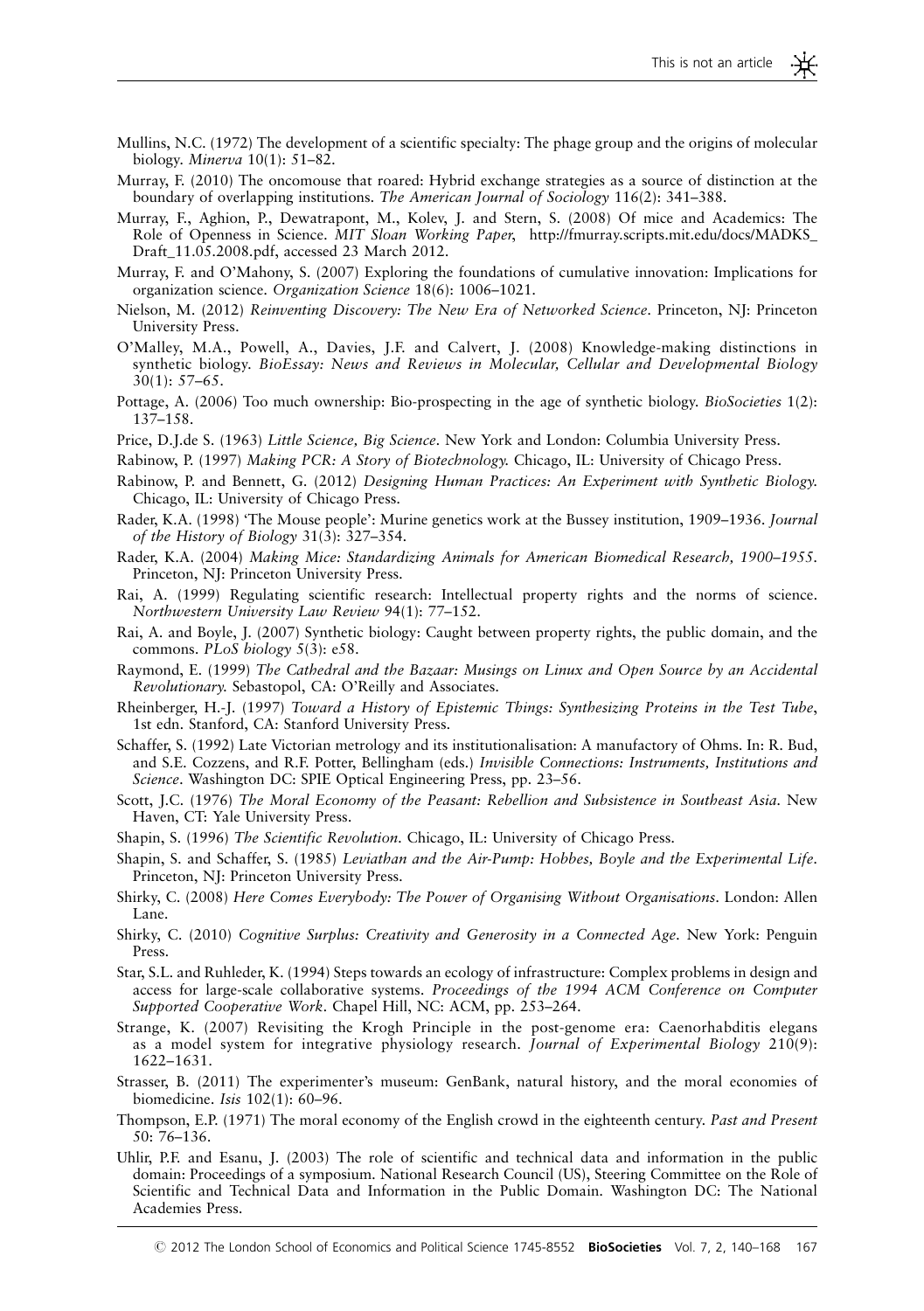Mullins, N.C. (1972) The development of a scientific specialty: The phage group and the origins of molecular biology. *Minerva* 10(1): 51–82.

Murray, F. (2010) The oncomouse that roared: Hybrid exchange strategies as a source of distinction at the boundary of overlapping institutions. *The American Journal of Sociology* 116(2): 341–388.

Murray, F., Aghion, P., Dewatrapont, M., Kolev, J. and Stern, S. (2008) Of mice and Academics: The Role of Openness in Science. *MIT Sloan Working Paper*, http://fmurray.scripts.mit.edu/docs/MADKS_Draft_11.05.2008.pdf, accessed 23 March 2012.

Murray, F. and O'Mahony, S. (2007) Exploring the foundations of cumulative innovation: Implications for organization science. *Organization Science* 18(6): 1006–1021.

Nielson, M. (2012) *Reinventing Discovery: The New Era of Networked Science*. Princeton, NJ: Princeton University Press.

O'Malley, M.A., Powell, A., Davies, J.F. and Calvert, J. (2008) Knowledge-making distinctions in synthetic biology. *BioEssay: News and Reviews in Molecular, Cellular and Developmental Biology* 30(1): 57–65.

Pottage, A. (2006) Too much ownership: Bio-prospecting in the age of synthetic biology. *BioSocieties* 1(2): 137–158.

Price, D.J.de S. (1963) *Little Science, Big Science*. New York and London: Columbia University Press.

Rabinow, P. (1997) *Making PCR: A Story of Biotechnology.* Chicago, IL: University of Chicago Press.

Rabinow, P. and Bennett, G. (2012) *Designing Human Practices: An Experiment with Synthetic Biology.* Chicago, IL: University of Chicago Press.

Rader, K.A. (1998) 'The Mouse people': Murine genetics work at the Bussey institution, 1909–1936. *Journal of the History of Biology* 31(3): 327–354.

Rader, K.A. (2004) *Making Mice: Standardizing Animals for American Biomedical Research, 1900–1955*. Princeton, NJ: Princeton University Press.

Rai, A. (1999) Regulating scientific research: Intellectual property rights and the norms of science. *Northwestern University Law Review* 94(1): 77–152.

Rai, A. and Boyle, J. (2007) Synthetic biology: Caught between property rights, the public domain, and the commons. *PLoS biology* 5(3): e58.

Raymond, E. (1999) *The Cathedral and the Bazaar: Musings on Linux and Open Source by an Accidental Revolutionary.* Sebastopol, CA: O'Reilly and Associates.

Rheinberger, H.-J. (1997) *Toward a History of Epistemic Things: Synthesizing Proteins in the Test Tube*, 1st edn. Stanford, CA: Stanford University Press.

Schaffer, S. (1992) Late Victorian metrology and its institutionalisation: A manufactory of Ohms. In: R. Bud, and S.E. Cozzens, and R.F. Potter, Bellingham (eds.) *Invisible Connections: Instruments, Institutions and Science*. Washington DC: SPIE Optical Engineering Press, pp. 23–56.

Scott, J.C. (1976) *The Moral Economy of the Peasant: Rebellion and Subsistence in Southeast Asia*. New Haven, CT: Yale University Press.

Shapin, S. (1996) *The Scientific Revolution*. Chicago, IL: University of Chicago Press.

Shapin, S. and Schaffer, S. (1985) *Leviathan and the Air-Pump: Hobbes, Boyle and the Experimental Life*. Princeton, NJ: Princeton University Press.

Shirky, C. (2008) *Here Comes Everybody: The Power of Organising Without Organisations*. London: Allen Lane.

Shirky, C. (2010) *Cognitive Surplus: Creativity and Generosity in a Connected Age*. New York: Penguin Press.

Star, S.L. and Ruhleder, K. (1994) Steps towards an ecology of infrastructure: Complex problems in design and access for large-scale collaborative systems. *Proceedings of the 1994 ACM Conference on Computer Supported Cooperative Work*. Chapel Hill, NC: ACM, pp. 253–264.

Strange, K. (2007) Revisiting the Krogh Principle in the post-genome era: Caenorhabditis elegans as a model system for integrative physiology research. *Journal of Experimental Biology* 210(9): 1622–1631.

Strasser, B. (2011) The experimenter's museum: GenBank, natural history, and the moral economies of biomedicine. *Isis* 102(1): 60–96.

Thompson, E.P. (1971) The moral economy of the English crowd in the eighteenth century. *Past and Present* 50: 76–136.

Uhlir, P.F. and Esanu, J. (2003) The role of scientific and technical data and information in the public domain: Proceedings of a symposium. National Research Council (US), Steering Committee on the Role of Scientific and Technical Data and Information in the Public Domain. Washington DC: The National Academies Press.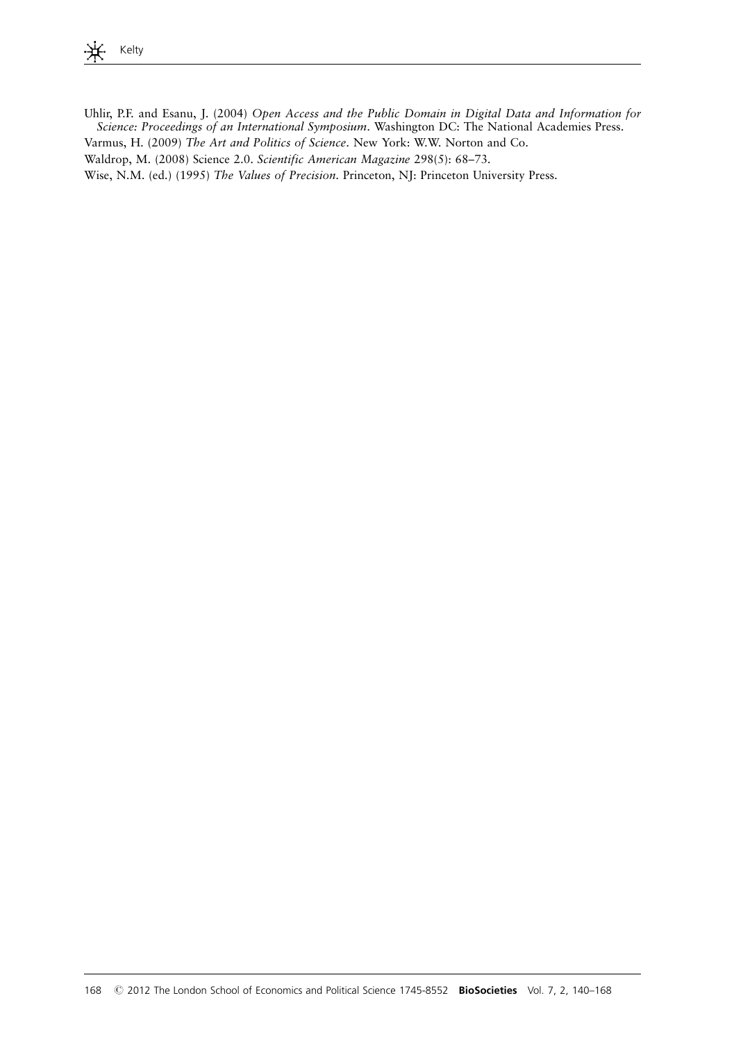Uhlir, P.F. and Esanu, J. (2004) *Open Access and the Public Domain in Digital Data and Information for Science: Proceedings of an International Symposium*. Washington DC: The National Academies Press.

Varmus, H. (2009) *The Art and Politics of Science*. New York: W.W. Norton and Co.

Waldrop, M. (2008) Science 2.0. *Scientific American Magazine* 298(5): 68–73.

Wise, N.M. (ed.) (1995) *The Values of Precision*. Princeton, NJ: Princeton University Press.